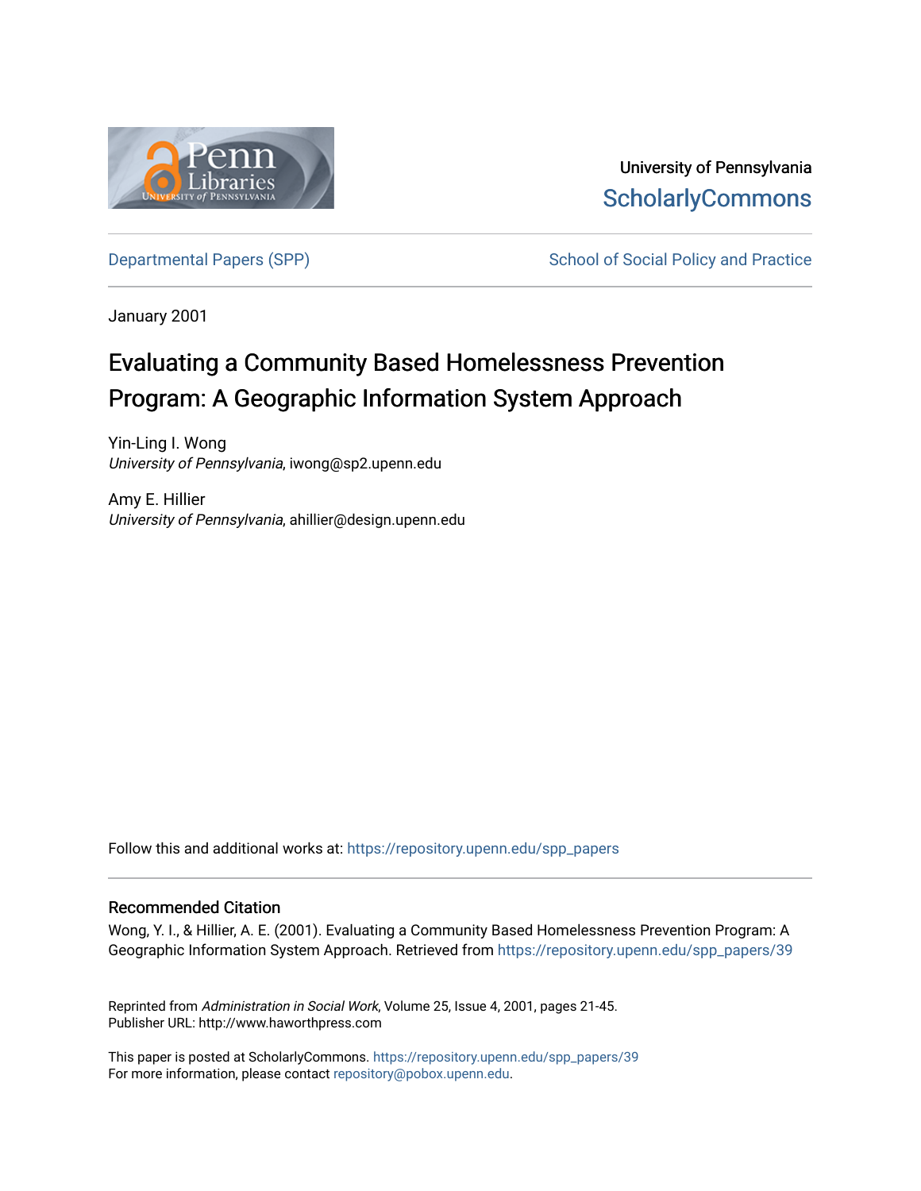University of Pennsylvania
ScholarlyCommons

Departmental Papers (SPP) School of Social Policy and Practice

January 2001

# Evaluating a Community Based Homelessness Prevention Program: A Geographic Information System Approach

Yin-Ling I. Wong
*University of Pennsylvania*, iwong@sp2.upenn.edu

Amy E. Hillier
*University of Pennsylvania*, ahillier@design.upenn.edu

Follow this and additional works at: https://repository.upenn.edu/spp_papers

## Recommended Citation

Wong, Y. I., & Hillier, A. E. (2001). Evaluating a Community Based Homelessness Prevention Program: A Geographic Information System Approach. Retrieved from https://repository.upenn.edu/spp_papers/39

Reprinted from *Administration in Social Work*, Volume 25, Issue 4, 2001, pages 21-45.
Publisher URL: http://www.haworthpress.com

This paper is posted at ScholarlyCommons. https://repository.upenn.edu/spp_papers/39
For more information, please contact repository@pobox.upenn.edu.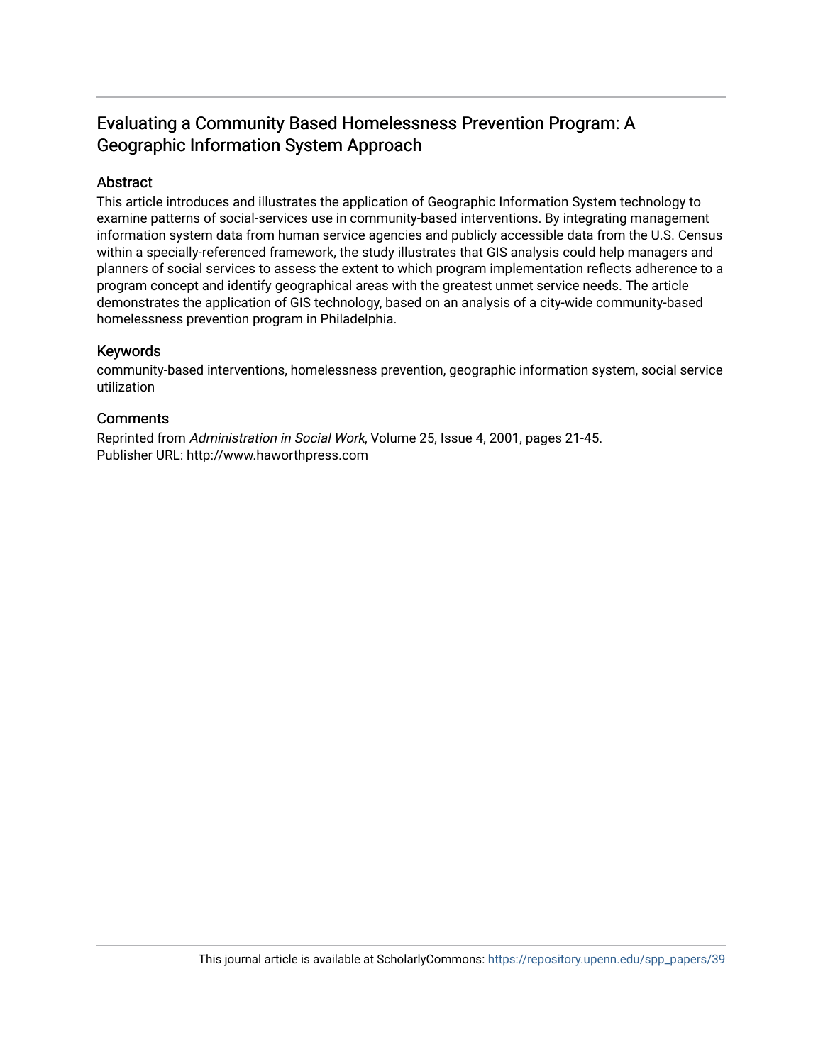# Evaluating a Community Based Homelessness Prevention Program: A Geographic Information System Approach

## Abstract

This article introduces and illustrates the application of Geographic Information System technology to examine patterns of social-services use in community-based interventions. By integrating management information system data from human service agencies and publicly accessible data from the U.S. Census within a specially-referenced framework, the study illustrates that GIS analysis could help managers and planners of social services to assess the extent to which program implementation reflects adherence to a program concept and identify geographical areas with the greatest unmet service needs. The article demonstrates the application of GIS technology, based on an analysis of a city-wide community-based homelessness prevention program in Philadelphia.

## Keywords

community-based interventions, homelessness prevention, geographic information system, social service utilization

## Comments

Reprinted from *Administration in Social Work*, Volume 25, Issue 4, 2001, pages 21-45.
Publisher URL: http://www.haworthpress.com

This journal article is available at ScholarlyCommons: https://repository.upenn.edu/spp_papers/39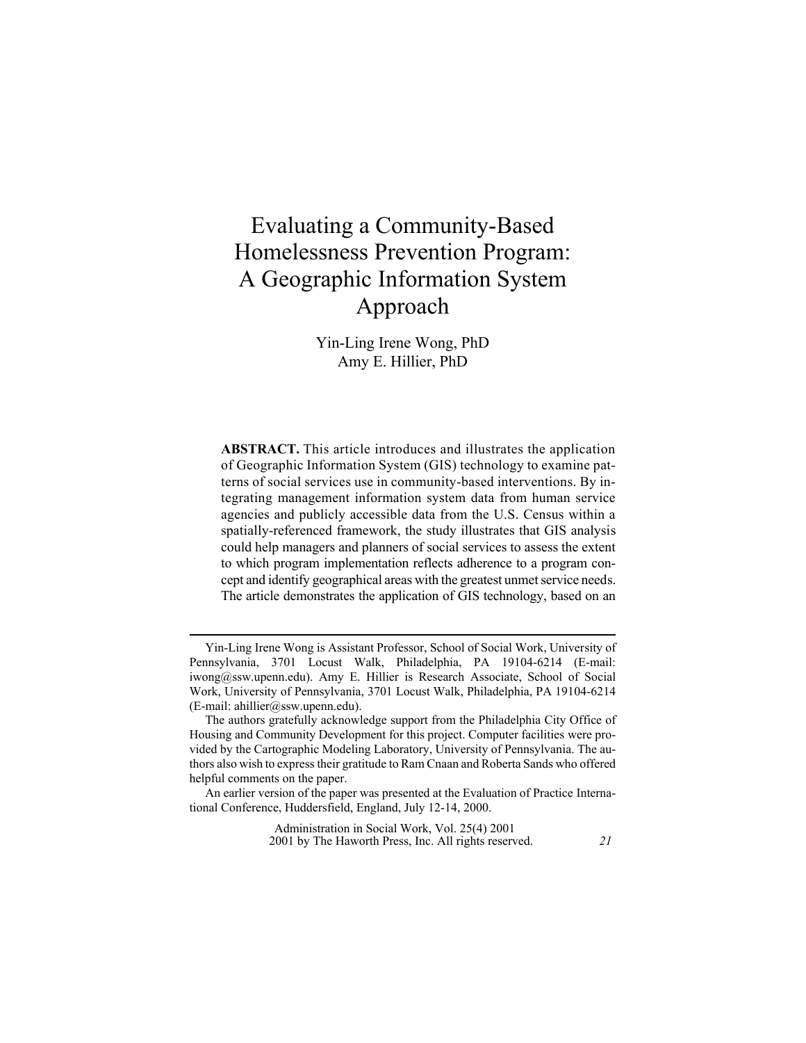# Evaluating a Community-Based Homelessness Prevention Program: A Geographic Information System Approach

Yin-Ling Irene Wong, PhD
Amy E. Hillier, PhD

**ABSTRACT.** This article introduces and illustrates the application of Geographic Information System (GIS) technology to examine patterns of social services use in community-based interventions. By integrating management information system data from human service agencies and publicly accessible data from the U.S. Census within a spatially-referenced framework, the study illustrates that GIS analysis could help managers and planners of social services to assess the extent to which program implementation reflects adherence to a program concept and identify geographical areas with the greatest unmet service needs. The article demonstrates the application of GIS technology, based on an

---

Yin-Ling Irene Wong is Assistant Professor, School of Social Work, University of Pennsylvania, 3701 Locust Walk, Philadelphia, PA 19104-6214 (E-mail: iwong@ssw.upenn.edu). Amy E. Hillier is Research Associate, School of Social Work, University of Pennsylvania, 3701 Locust Walk, Philadelphia, PA 19104-6214 (E-mail: ahillier@ssw.upenn.edu).

The authors gratefully acknowledge support from the Philadelphia City Office of Housing and Community Development for this project. Computer facilities were provided by the Cartographic Modeling Laboratory, University of Pennsylvania. The authors also wish to express their gratitude to Ram Cnaan and Roberta Sands who offered helpful comments on the paper.

An earlier version of the paper was presented at the Evaluation of Practice International Conference, Huddersfield, England, July 12-14, 2000.

Administration in Social Work, Vol. 25(4) 2001
2001 by The Haworth Press, Inc. All rights reserved.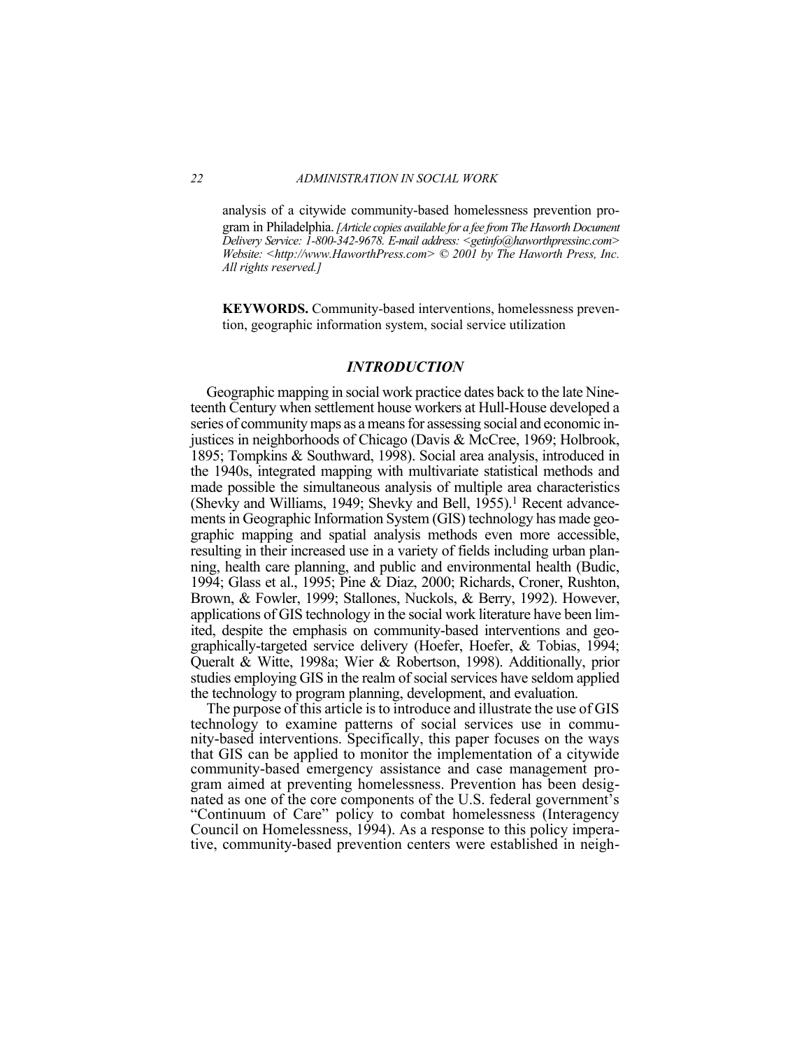analysis of a citywide community-based homelessness prevention program in Philadelphia. *[Article copies available for a fee from The Haworth Document Delivery Service: 1-800-342-9678. E-mail address: <getinfo@haworthpressinc.com> Website: <http://www.HaworthPress.com> © 2001 by The Haworth Press, Inc. All rights reserved.]*

**KEYWORDS.** Community-based interventions, homelessness prevention, geographic information system, social service utilization

## *INTRODUCTION*

Geographic mapping in social work practice dates back to the late Nineteenth Century when settlement house workers at Hull-House developed a series of community maps as a means for assessing social and economic injustices in neighborhoods of Chicago (Davis & McCree, 1969; Holbrook, 1895; Tompkins & Southward, 1998). Social area analysis, introduced in the 1940s, integrated mapping with multivariate statistical methods and made possible the simultaneous analysis of multiple area characteristics (Shevky and Williams, 1949; Shevky and Bell, 1955).[1] Recent advancements in Geographic Information System (GIS) technology has made geographic mapping and spatial analysis methods even more accessible, resulting in their increased use in a variety of fields including urban planning, health care planning, and public and environmental health (Budic, 1994; Glass et al., 1995; Pine & Diaz, 2000; Richards, Croner, Rushton, Brown, & Fowler, 1999; Stallones, Nuckols, & Berry, 1992). However, applications of GIS technology in the social work literature have been limited, despite the emphasis on community-based interventions and geographically-targeted service delivery (Hoefer, Hoefer, & Tobias, 1994; Queralt & Witte, 1998a; Wier & Robertson, 1998). Additionally, prior studies employing GIS in the realm of social services have seldom applied the technology to program planning, development, and evaluation.

The purpose of this article is to introduce and illustrate the use of GIS technology to examine patterns of social services use in community-based interventions. Specifically, this paper focuses on the ways that GIS can be applied to monitor the implementation of a citywide community-based emergency assistance and case management program aimed at preventing homelessness. Prevention has been designated as one of the core components of the U.S. federal government's "Continuum of Care" policy to combat homelessness (Interagency Council on Homelessness, 1994). As a response to this policy imperative, community-based prevention centers were established in neigh-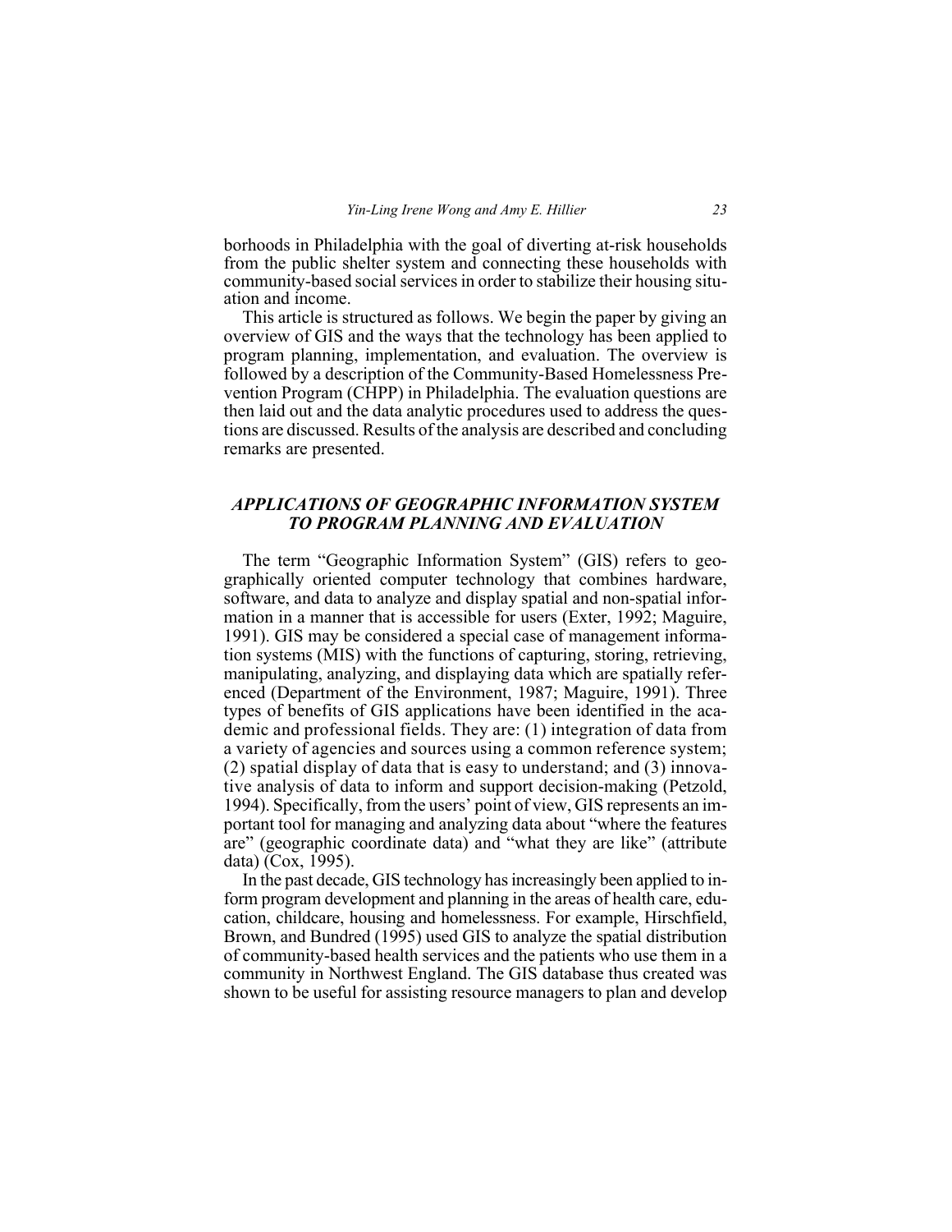borhoods in Philadelphia with the goal of diverting at-risk households from the public shelter system and connecting these households with community-based social services in order to stabilize their housing situation and income.

This article is structured as follows. We begin the paper by giving an overview of GIS and the ways that the technology has been applied to program planning, implementation, and evaluation. The overview is followed by a description of the Community-Based Homelessness Prevention Program (CHPP) in Philadelphia. The evaluation questions are then laid out and the data analytic procedures used to address the questions are discussed. Results of the analysis are described and concluding remarks are presented.

## *APPLICATIONS OF GEOGRAPHIC INFORMATION SYSTEM TO PROGRAM PLANNING AND EVALUATION*

The term "Geographic Information System" (GIS) refers to geographically oriented computer technology that combines hardware, software, and data to analyze and display spatial and non-spatial information in a manner that is accessible for users (Exter, 1992; Maguire, 1991). GIS may be considered a special case of management information systems (MIS) with the functions of capturing, storing, retrieving, manipulating, analyzing, and displaying data which are spatially referenced (Department of the Environment, 1987; Maguire, 1991). Three types of benefits of GIS applications have been identified in the academic and professional fields. They are: (1) integration of data from a variety of agencies and sources using a common reference system; (2) spatial display of data that is easy to understand; and (3) innovative analysis of data to inform and support decision-making (Petzold, 1994). Specifically, from the users' point of view, GIS represents an important tool for managing and analyzing data about "where the features are" (geographic coordinate data) and "what they are like" (attribute data) (Cox, 1995).

In the past decade, GIS technology has increasingly been applied to inform program development and planning in the areas of health care, education, childcare, housing and homelessness. For example, Hirschfield, Brown, and Bundred (1995) used GIS to analyze the spatial distribution of community-based health services and the patients who use them in a community in Northwest England. The GIS database thus created was shown to be useful for assisting resource managers to plan and develop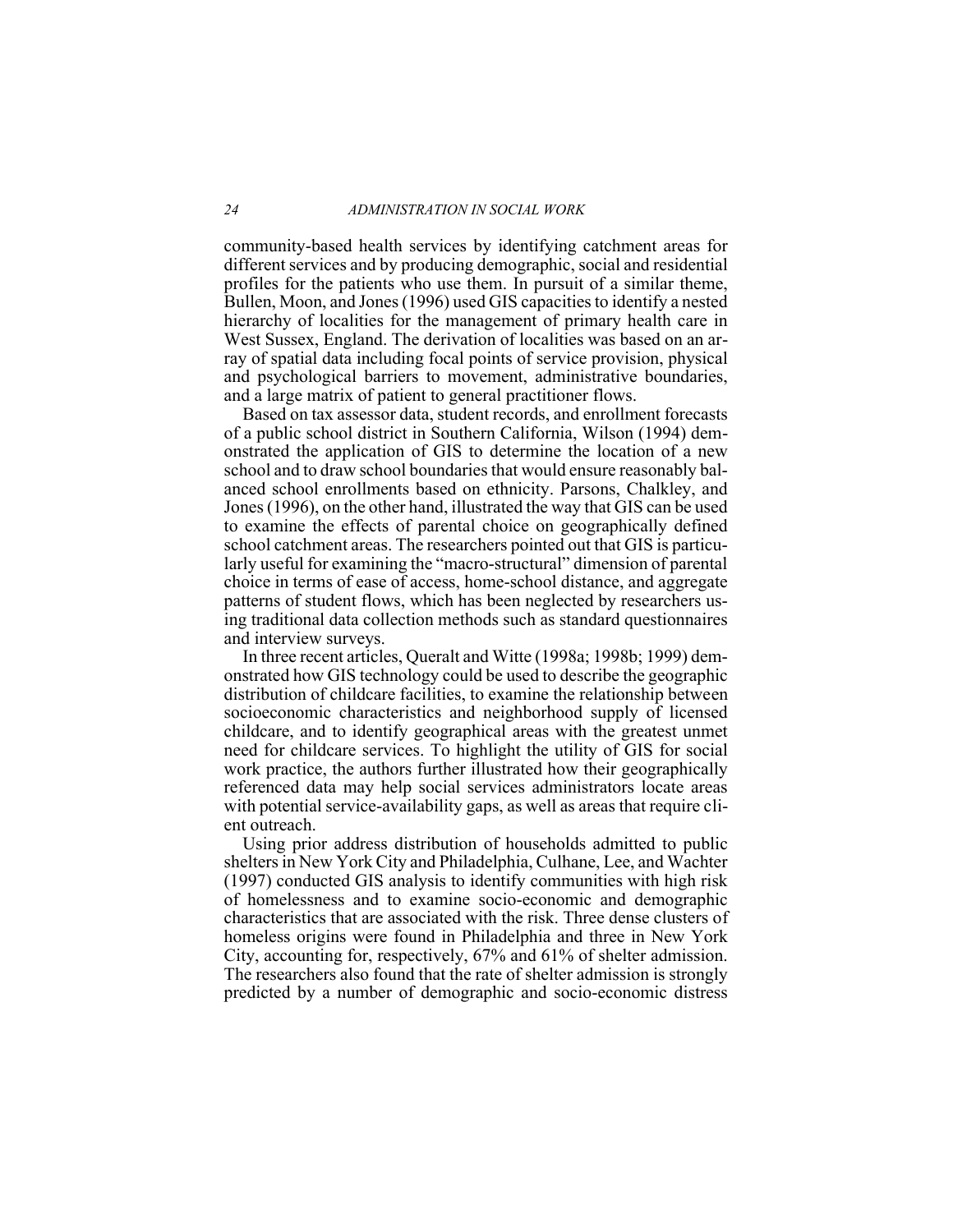community-based health services by identifying catchment areas for different services and by producing demographic, social and residential profiles for the patients who use them. In pursuit of a similar theme, Bullen, Moon, and Jones (1996) used GIS capacities to identify a nested hierarchy of localities for the management of primary health care in West Sussex, England. The derivation of localities was based on an array of spatial data including focal points of service provision, physical and psychological barriers to movement, administrative boundaries, and a large matrix of patient to general practitioner flows.

Based on tax assessor data, student records, and enrollment forecasts of a public school district in Southern California, Wilson (1994) demonstrated the application of GIS to determine the location of a new school and to draw school boundaries that would ensure reasonably balanced school enrollments based on ethnicity. Parsons, Chalkley, and Jones (1996), on the other hand, illustrated the way that GIS can be used to examine the effects of parental choice on geographically defined school catchment areas. The researchers pointed out that GIS is particularly useful for examining the "macro-structural" dimension of parental choice in terms of ease of access, home-school distance, and aggregate patterns of student flows, which has been neglected by researchers using traditional data collection methods such as standard questionnaires and interview surveys.

In three recent articles, Queralt and Witte (1998a; 1998b; 1999) demonstrated how GIS technology could be used to describe the geographic distribution of childcare facilities, to examine the relationship between socioeconomic characteristics and neighborhood supply of licensed childcare, and to identify geographical areas with the greatest unmet need for childcare services. To highlight the utility of GIS for social work practice, the authors further illustrated how their geographically referenced data may help social services administrators locate areas with potential service-availability gaps, as well as areas that require client outreach.

Using prior address distribution of households admitted to public shelters in New York City and Philadelphia, Culhane, Lee, and Wachter (1997) conducted GIS analysis to identify communities with high risk of homelessness and to examine socio-economic and demographic characteristics that are associated with the risk. Three dense clusters of homeless origins were found in Philadelphia and three in New York City, accounting for, respectively, 67% and 61% of shelter admission. The researchers also found that the rate of shelter admission is strongly predicted by a number of demographic and socio-economic distress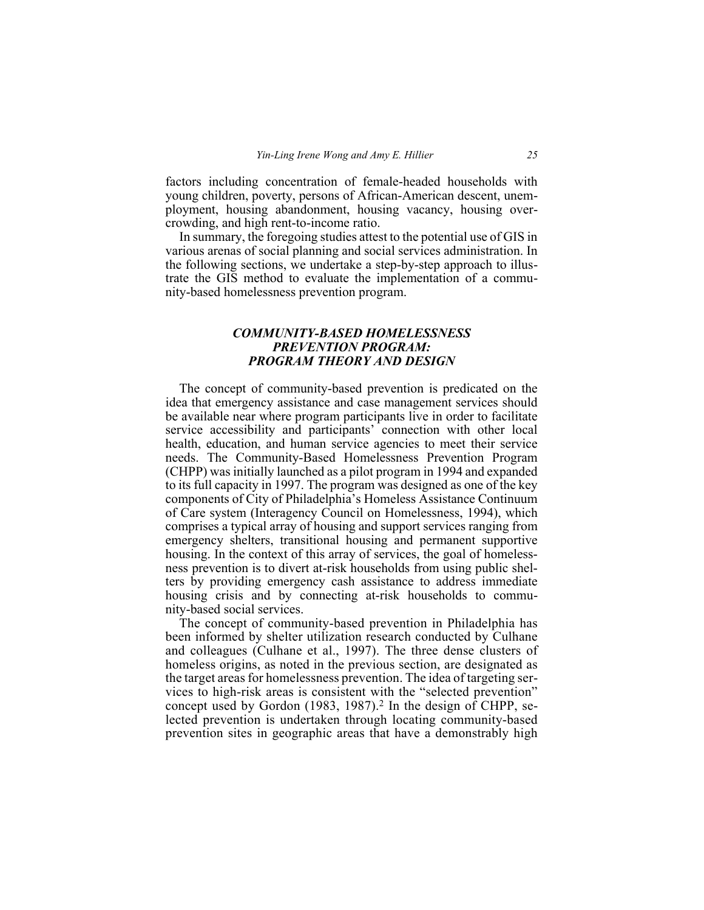factors including concentration of female-headed households with young children, poverty, persons of African-American descent, unemployment, housing abandonment, housing vacancy, housing overcrowding, and high rent-to-income ratio.

In summary, the foregoing studies attest to the potential use of GIS in various arenas of social planning and social services administration. In the following sections, we undertake a step-by-step approach to illustrate the GIS method to evaluate the implementation of a community-based homelessness prevention program.

## *COMMUNITY-BASED HOMELESSNESS PREVENTION PROGRAM: PROGRAM THEORY AND DESIGN*

The concept of community-based prevention is predicated on the idea that emergency assistance and case management services should be available near where program participants live in order to facilitate service accessibility and participants' connection with other local health, education, and human service agencies to meet their service needs. The Community-Based Homelessness Prevention Program (CHPP) was initially launched as a pilot program in 1994 and expanded to its full capacity in 1997. The program was designed as one of the key components of City of Philadelphia's Homeless Assistance Continuum of Care system (Interagency Council on Homelessness, 1994), which comprises a typical array of housing and support services ranging from emergency shelters, transitional housing and permanent supportive housing. In the context of this array of services, the goal of homelessness prevention is to divert at-risk households from using public shelters by providing emergency cash assistance to address immediate housing crisis and by connecting at-risk households to community-based social services.

The concept of community-based prevention in Philadelphia has been informed by shelter utilization research conducted by Culhane and colleagues (Culhane et al., 1997). The three dense clusters of homeless origins, as noted in the previous section, are designated as the target areas for homelessness prevention. The idea of targeting services to high-risk areas is consistent with the "selected prevention" concept used by Gordon (1983, 1987).[2] In the design of CHPP, selected prevention is undertaken through locating community-based prevention sites in geographic areas that have a demonstrably high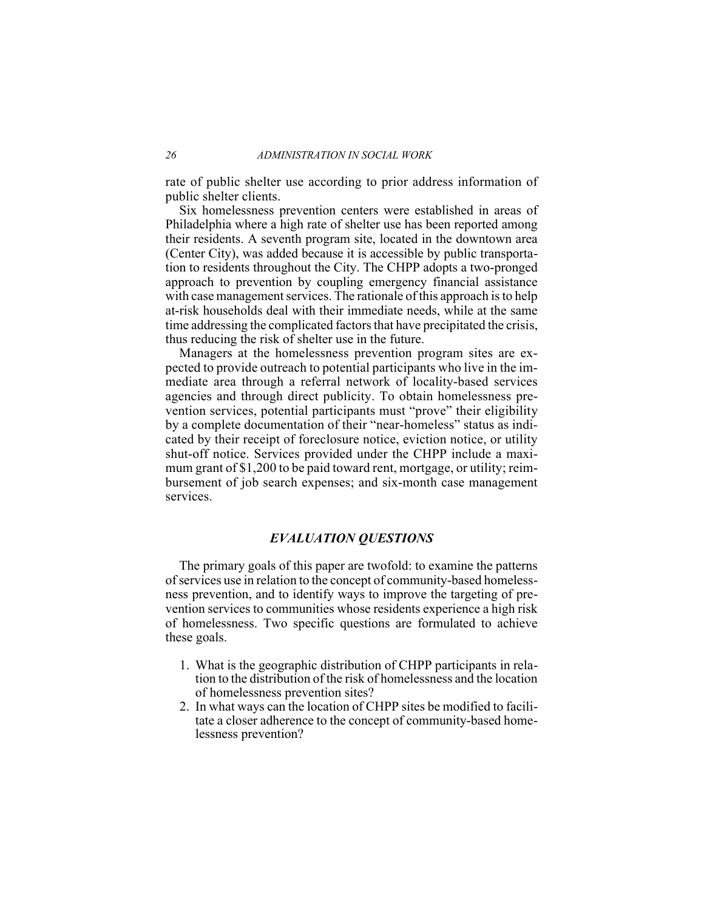rate of public shelter use according to prior address information of public shelter clients.

Six homelessness prevention centers were established in areas of Philadelphia where a high rate of shelter use has been reported among their residents. A seventh program site, located in the downtown area (Center City), was added because it is accessible by public transportation to residents throughout the City. The CHPP adopts a two-pronged approach to prevention by coupling emergency financial assistance with case management services. The rationale of this approach is to help at-risk households deal with their immediate needs, while at the same time addressing the complicated factors that have precipitated the crisis, thus reducing the risk of shelter use in the future.

Managers at the homelessness prevention program sites are expected to provide outreach to potential participants who live in the immediate area through a referral network of locality-based services agencies and through direct publicity. To obtain homelessness prevention services, potential participants must "prove" their eligibility by a complete documentation of their "near-homeless" status as indicated by their receipt of foreclosure notice, eviction notice, or utility shut-off notice. Services provided under the CHPP include a maximum grant of $1,200 to be paid toward rent, mortgage, or utility; reimbursement of job search expenses; and six-month case management services.

## *EVALUATION QUESTIONS*

The primary goals of this paper are twofold: to examine the patterns of services use in relation to the concept of community-based homelessness prevention, and to identify ways to improve the targeting of prevention services to communities whose residents experience a high risk of homelessness. Two specific questions are formulated to achieve these goals.

1. What is the geographic distribution of CHPP participants in relation to the distribution of the risk of homelessness and the location of homelessness prevention sites?
2. In what ways can the location of CHPP sites be modified to facilitate a closer adherence to the concept of community-based homelessness prevention?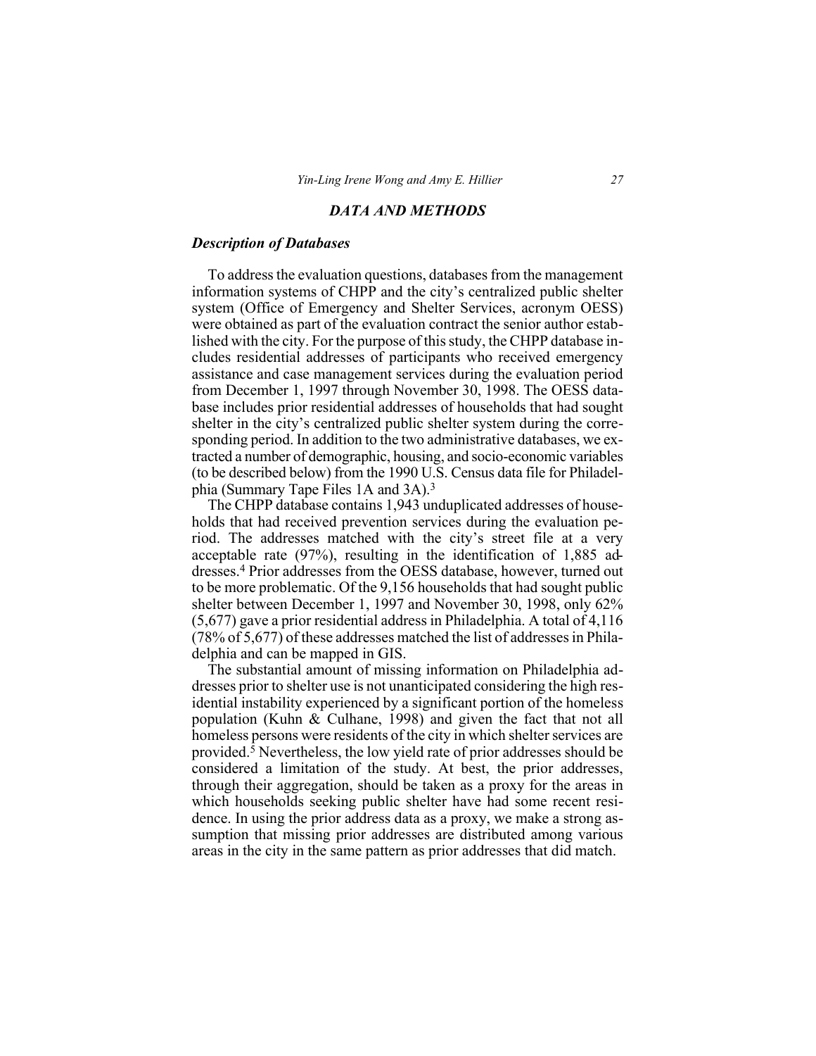## *DATA AND METHODS*

### *Description of Databases*

To address the evaluation questions, databases from the management information systems of CHPP and the city's centralized public shelter system (Office of Emergency and Shelter Services, acronym OESS) were obtained as part of the evaluation contract the senior author established with the city. For the purpose of this study, the CHPP database includes residential addresses of participants who received emergency assistance and case management services during the evaluation period from December 1, 1997 through November 30, 1998. The OESS database includes prior residential addresses of households that had sought shelter in the city's centralized public shelter system during the corresponding period. In addition to the two administrative databases, we extracted a number of demographic, housing, and socio-economic variables (to be described below) from the 1990 U.S. Census data file for Philadelphia (Summary Tape Files 1A and 3A).[3]

The CHPP database contains 1,943 unduplicated addresses of households that had received prevention services during the evaluation period. The addresses matched with the city's street file at a very acceptable rate (97%), resulting in the identification of 1,885 addresses.[4] Prior addresses from the OESS database, however, turned out to be more problematic. Of the 9,156 households that had sought public shelter between December 1, 1997 and November 30, 1998, only 62% (5,677) gave a prior residential address in Philadelphia. A total of 4,116 (78% of 5,677) of these addresses matched the list of addresses in Philadelphia and can be mapped in GIS.

The substantial amount of missing information on Philadelphia addresses prior to shelter use is not unanticipated considering the high residential instability experienced by a significant portion of the homeless population (Kuhn & Culhane, 1998) and given the fact that not all homeless persons were residents of the city in which shelter services are provided.[5] Nevertheless, the low yield rate of prior addresses should be considered a limitation of the study. At best, the prior addresses, through their aggregation, should be taken as a proxy for the areas in which households seeking public shelter have had some recent residence. In using the prior address data as a proxy, we make a strong assumption that missing prior addresses are distributed among various areas in the city in the same pattern as prior addresses that did match.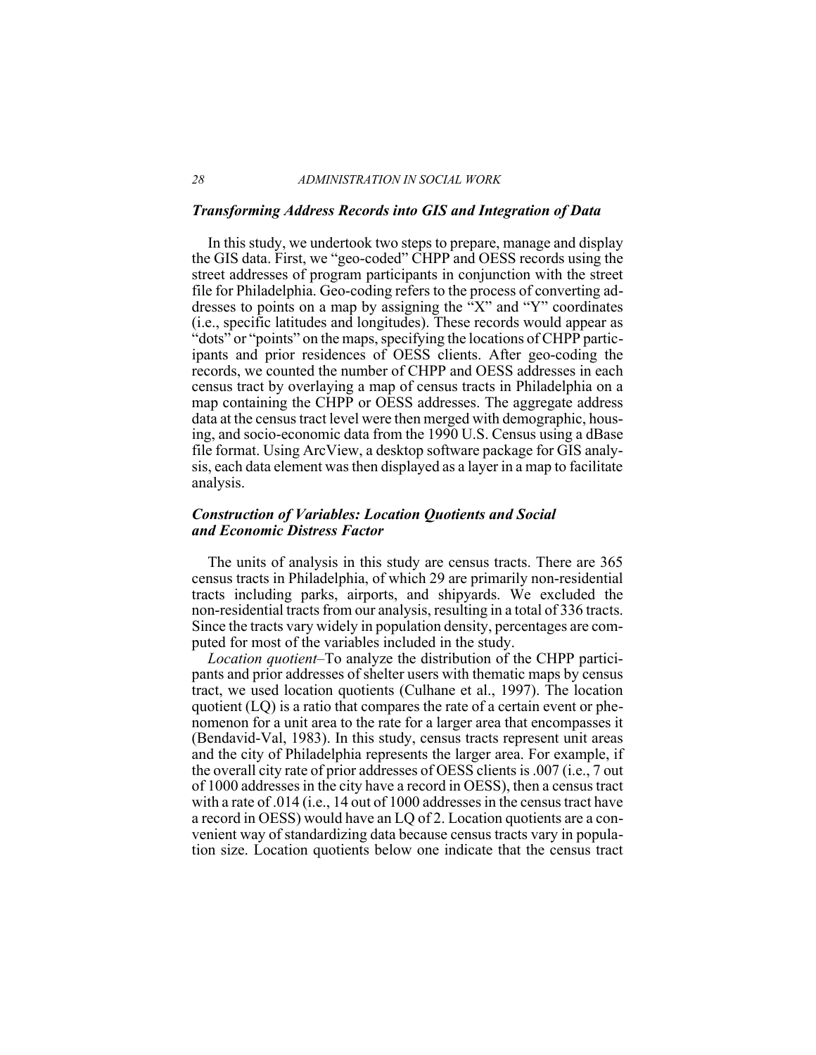### *Transforming Address Records into GIS and Integration of Data*

In this study, we undertook two steps to prepare, manage and display the GIS data. First, we "geo-coded" CHPP and OESS records using the street addresses of program participants in conjunction with the street file for Philadelphia. Geo-coding refers to the process of converting addresses to points on a map by assigning the "X" and "Y" coordinates (i.e., specific latitudes and longitudes). These records would appear as "dots" or "points" on the maps, specifying the locations of CHPP participants and prior residences of OESS clients. After geo-coding the records, we counted the number of CHPP and OESS addresses in each census tract by overlaying a map of census tracts in Philadelphia on a map containing the CHPP or OESS addresses. The aggregate address data at the census tract level were then merged with demographic, housing, and socio-economic data from the 1990 U.S. Census using a dBase file format. Using ArcView, a desktop software package for GIS analysis, each data element was then displayed as a layer in a map to facilitate analysis.

### *Construction of Variables: Location Quotients and Social and Economic Distress Factor*

The units of analysis in this study are census tracts. There are 365 census tracts in Philadelphia, of which 29 are primarily non-residential tracts including parks, airports, and shipyards. We excluded the non-residential tracts from our analysis, resulting in a total of 336 tracts. Since the tracts vary widely in population density, percentages are computed for most of the variables included in the study.

*Location quotient*–To analyze the distribution of the CHPP participants and prior addresses of shelter users with thematic maps by census tract, we used location quotients (Culhane et al., 1997). The location quotient (LQ) is a ratio that compares the rate of a certain event or phenomenon for a unit area to the rate for a larger area that encompasses it (Bendavid-Val, 1983). In this study, census tracts represent unit areas and the city of Philadelphia represents the larger area. For example, if the overall city rate of prior addresses of OESS clients is .007 (i.e., 7 out of 1000 addresses in the city have a record in OESS), then a census tract with a rate of .014 (i.e., 14 out of 1000 addresses in the census tract have a record in OESS) would have an LQ of 2. Location quotients are a convenient way of standardizing data because census tracts vary in population size. Location quotients below one indicate that the census tract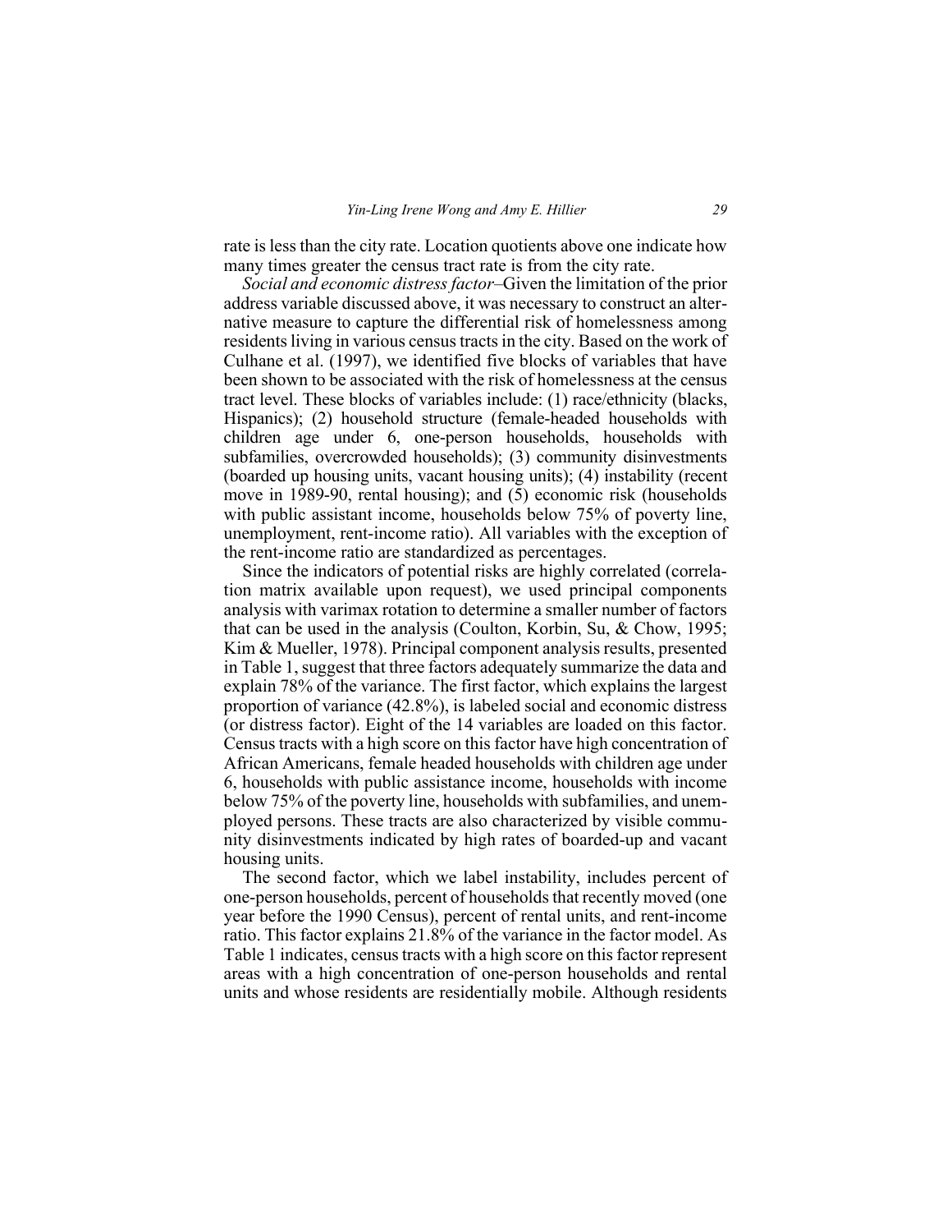rate is less than the city rate. Location quotients above one indicate how many times greater the census tract rate is from the city rate.

*Social and economic distress factor*–Given the limitation of the prior address variable discussed above, it was necessary to construct an alternative measure to capture the differential risk of homelessness among residents living in various census tracts in the city. Based on the work of Culhane et al. (1997), we identified five blocks of variables that have been shown to be associated with the risk of homelessness at the census tract level. These blocks of variables include: (1) race/ethnicity (blacks, Hispanics); (2) household structure (female-headed households with children age under 6, one-person households, households with subfamilies, overcrowded households); (3) community disinvestments (boarded up housing units, vacant housing units); (4) instability (recent move in 1989-90, rental housing); and (5) economic risk (households with public assistant income, households below 75% of poverty line, unemployment, rent-income ratio). All variables with the exception of the rent-income ratio are standardized as percentages.

Since the indicators of potential risks are highly correlated (correlation matrix available upon request), we used principal components analysis with varimax rotation to determine a smaller number of factors that can be used in the analysis (Coulton, Korbin, Su, & Chow, 1995; Kim & Mueller, 1978). Principal component analysis results, presented in Table 1, suggest that three factors adequately summarize the data and explain 78% of the variance. The first factor, which explains the largest proportion of variance (42.8%), is labeled social and economic distress (or distress factor). Eight of the 14 variables are loaded on this factor. Census tracts with a high score on this factor have high concentration of African Americans, female headed households with children age under 6, households with public assistance income, households with income below 75% of the poverty line, households with subfamilies, and unemployed persons. These tracts are also characterized by visible community disinvestments indicated by high rates of boarded-up and vacant housing units.

The second factor, which we label instability, includes percent of one-person households, percent of households that recently moved (one year before the 1990 Census), percent of rental units, and rent-income ratio. This factor explains 21.8% of the variance in the factor model. As Table 1 indicates, census tracts with a high score on this factor represent areas with a high concentration of one-person households and rental units and whose residents are residentially mobile. Although residents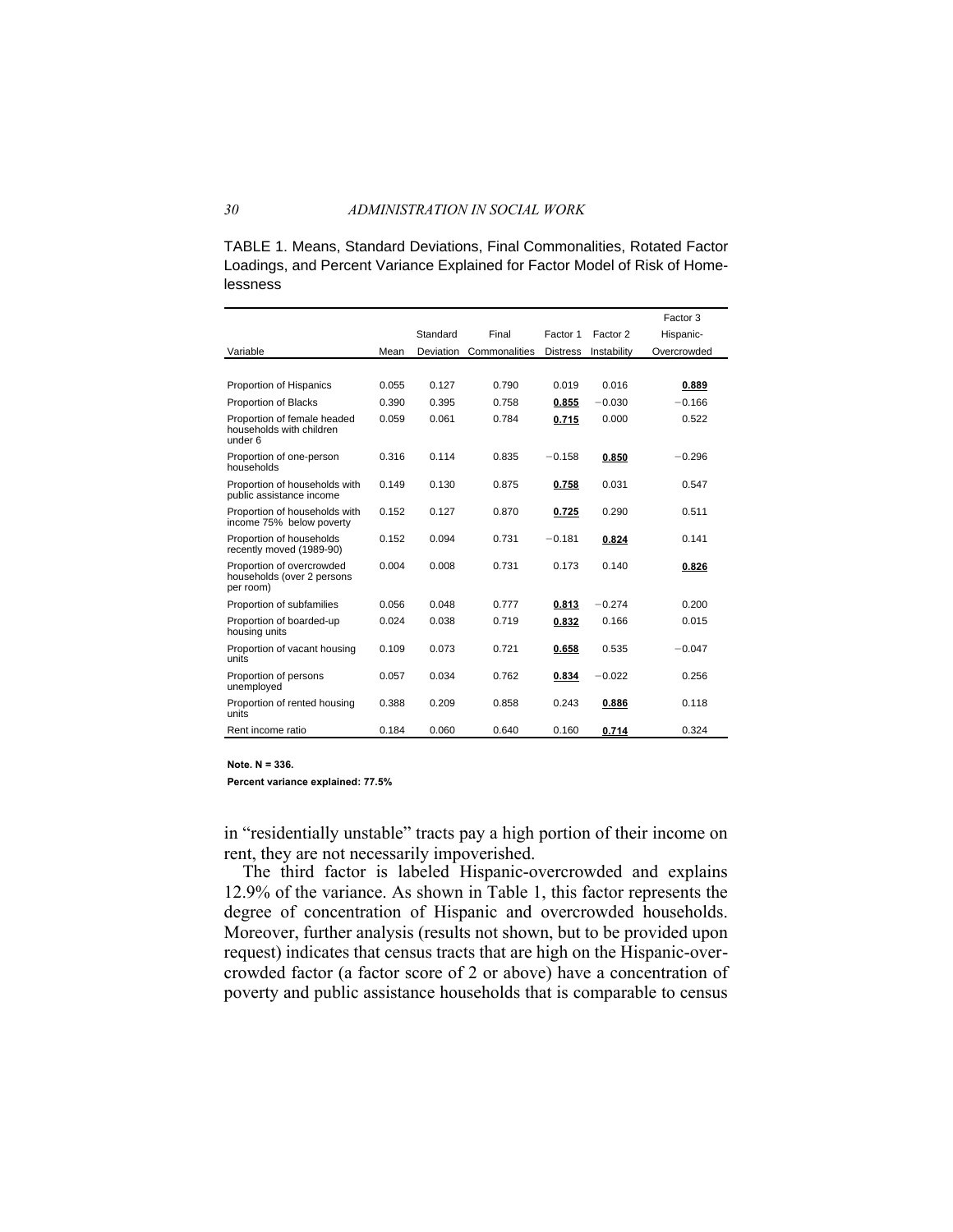TABLE 1. Means, Standard Deviations, Final Commonalities, Rotated Factor Loadings, and Percent Variance Explained for Factor Model of Risk of Homelessness

| Variable | Mean | Standard Deviation | Final Commonalities | Factor 1 Distress | Factor 2 Instability | Factor 3 Hispanic-Overcrowded |
|---|---|---|---|---|---|---|
| Proportion of Hispanics | 0.055 | 0.127 | 0.790 | 0.019 | 0.016 | **0.889** |
| Proportion of Blacks | 0.390 | 0.395 | 0.758 | **0.855** | −0.030 | −0.166 |
| Proportion of female headed households with children under 6 | 0.059 | 0.061 | 0.784 | **0.715** | 0.000 | 0.522 |
| Proportion of one-person households | 0.316 | 0.114 | 0.835 | −0.158 | **0.850** | −0.296 |
| Proportion of households with public assistance income | 0.149 | 0.130 | 0.875 | **0.758** | 0.031 | 0.547 |
| Proportion of households with income 75% below poverty | 0.152 | 0.127 | 0.870 | **0.725** | 0.290 | 0.511 |
| Proportion of households recently moved (1989-90) | 0.152 | 0.094 | 0.731 | −0.181 | **0.824** | 0.141 |
| Proportion of overcrowded households (over 2 persons per room) | 0.004 | 0.008 | 0.731 | 0.173 | 0.140 | **0.826** |
| Proportion of subfamilies | 0.056 | 0.048 | 0.777 | **0.813** | −0.274 | 0.200 |
| Proportion of boarded-up housing units | 0.024 | 0.038 | 0.719 | **0.832** | 0.166 | 0.015 |
| Proportion of vacant housing units | 0.109 | 0.073 | 0.721 | **0.658** | 0.535 | −0.047 |
| Proportion of persons unemployed | 0.057 | 0.034 | 0.762 | **0.834** | −0.022 | 0.256 |
| Proportion of rented housing units | 0.388 | 0.209 | 0.858 | 0.243 | **0.886** | 0.118 |
| Rent income ratio | 0.184 | 0.060 | 0.640 | 0.160 | **0.714** | 0.324 |

**Note. N = 336.**

**Percent variance explained: 77.5%**

in "residentially unstable" tracts pay a high portion of their income on rent, they are not necessarily impoverished.

The third factor is labeled Hispanic-overcrowded and explains 12.9% of the variance. As shown in Table 1, this factor represents the degree of concentration of Hispanic and overcrowded households. Moreover, further analysis (results not shown, but to be provided upon request) indicates that census tracts that are high on the Hispanic-overcrowded factor (a factor score of 2 or above) have a concentration of poverty and public assistance households that is comparable to census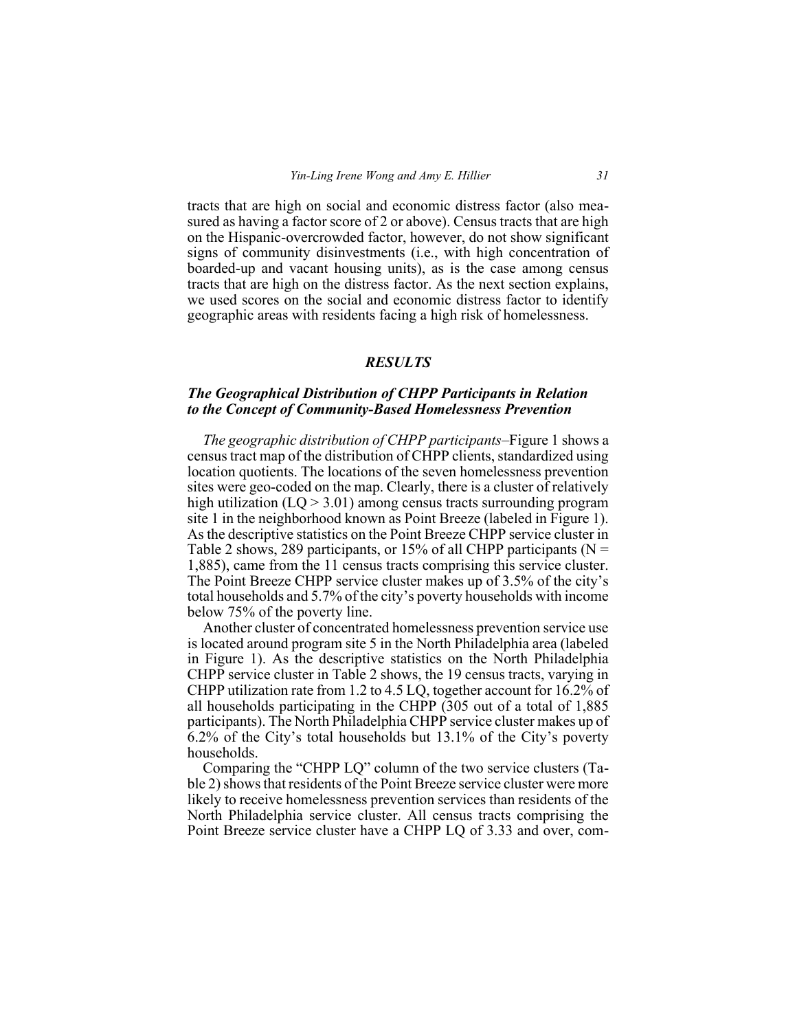tracts that are high on social and economic distress factor (also measured as having a factor score of 2 or above). Census tracts that are high on the Hispanic-overcrowded factor, however, do not show significant signs of community disinvestments (i.e., with high concentration of boarded-up and vacant housing units), as is the case among census tracts that are high on the distress factor. As the next section explains, we used scores on the social and economic distress factor to identify geographic areas with residents facing a high risk of homelessness.

## *RESULTS*

### *The Geographical Distribution of CHPP Participants in Relation to the Concept of Community-Based Homelessness Prevention*

*The geographic distribution of CHPP participants*–Figure 1 shows a census tract map of the distribution of CHPP clients, standardized using location quotients. The locations of the seven homelessness prevention sites were geo-coded on the map. Clearly, there is a cluster of relatively high utilization (LQ > 3.01) among census tracts surrounding program site 1 in the neighborhood known as Point Breeze (labeled in Figure 1). As the descriptive statistics on the Point Breeze CHPP service cluster in Table 2 shows, 289 participants, or 15% of all CHPP participants (N = 1,885), came from the 11 census tracts comprising this service cluster. The Point Breeze CHPP service cluster makes up of 3.5% of the city's total households and 5.7% of the city's poverty households with income below 75% of the poverty line.

Another cluster of concentrated homelessness prevention service use is located around program site 5 in the North Philadelphia area (labeled in Figure 1). As the descriptive statistics on the North Philadelphia CHPP service cluster in Table 2 shows, the 19 census tracts, varying in CHPP utilization rate from 1.2 to 4.5 LQ, together account for 16.2% of all households participating in the CHPP (305 out of a total of 1,885 participants). The North Philadelphia CHPP service cluster makes up of 6.2% of the City's total households but 13.1% of the City's poverty households.

Comparing the "CHPP LQ" column of the two service clusters (Table 2) shows that residents of the Point Breeze service cluster were more likely to receive homelessness prevention services than residents of the North Philadelphia service cluster. All census tracts comprising the Point Breeze service cluster have a CHPP LQ of 3.33 and over, com-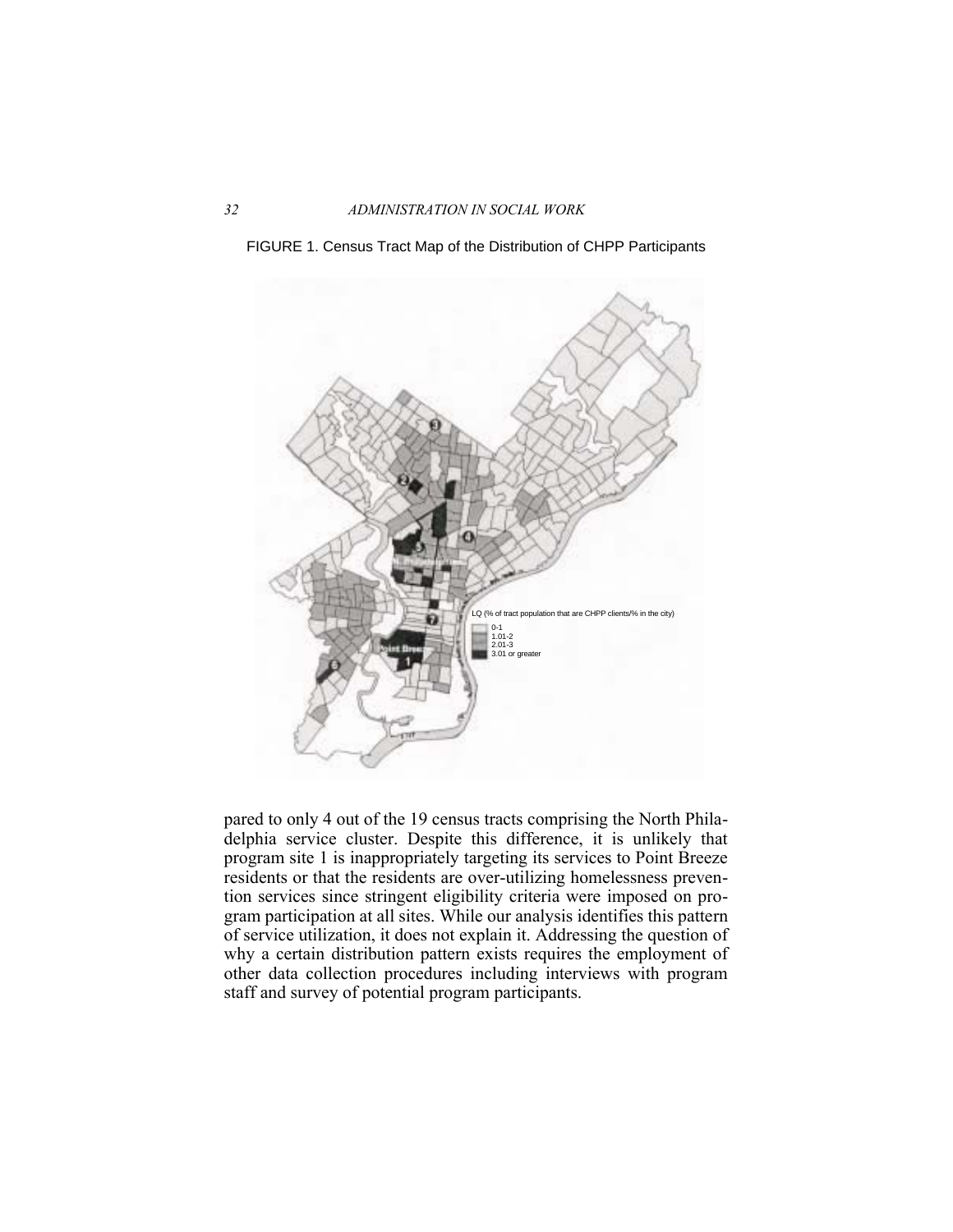FIGURE 1. Census Tract Map of the Distribution of CHPP Participants

LQ (% of tract population that are CHPP clients/% in the city)

- 0-1
- 1.01-2
- 2.01-3
- 3.01 or greater

pared to only 4 out of the 19 census tracts comprising the North Philadelphia service cluster. Despite this difference, it is unlikely that program site 1 is inappropriately targeting its services to Point Breeze residents or that the residents are over-utilizing homelessness prevention services since stringent eligibility criteria were imposed on program participation at all sites. While our analysis identifies this pattern of service utilization, it does not explain it. Addressing the question of why a certain distribution pattern exists requires the employment of other data collection procedures including interviews with program staff and survey of potential program participants.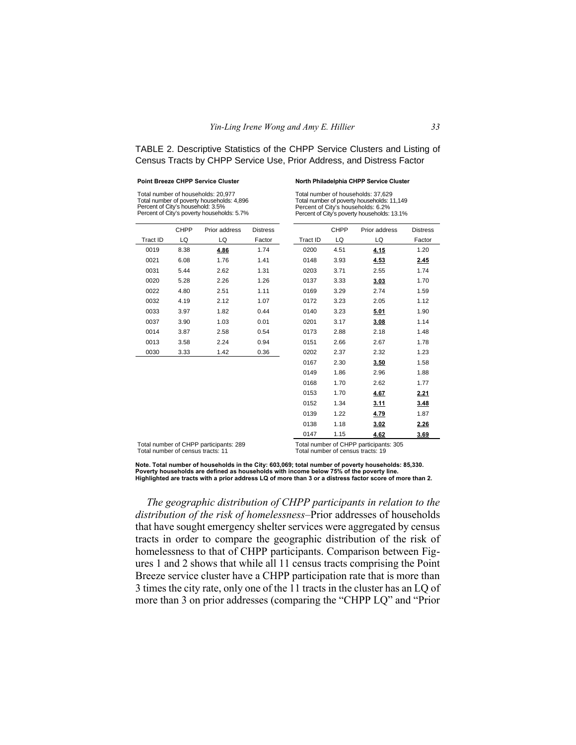TABLE 2. Descriptive Statistics of the CHPP Service Clusters and Listing of Census Tracts by CHPP Service Use, Prior Address, and Distress Factor

**Point Breeze CHPP Service Cluster**

Total number of households: 20,977
Total number of poverty households: 4,896
Percent of City's household: 3.5%
Percent of City's poverty households: 5.7%

| Tract ID | CHPP LQ | Prior address LQ | Distress Factor |
|---|---|---|---|
| 0019 | 8.38 | **4.86** | 1.74 |
| 0021 | 6.08 | 1.76 | 1.41 |
| 0031 | 5.44 | 2.62 | 1.31 |
| 0020 | 5.28 | 2.26 | 1.26 |
| 0022 | 4.80 | 2.51 | 1.11 |
| 0032 | 4.19 | 2.12 | 1.07 |
| 0033 | 3.97 | 1.82 | 0.44 |
| 0037 | 3.90 | 1.03 | 0.01 |
| 0014 | 3.87 | 2.58 | 0.54 |
| 0013 | 3.58 | 2.24 | 0.94 |
| 0030 | 3.33 | 1.42 | 0.36 |

Total number of CHPP participants: 289
Total number of census tracts: 11

**North Philadelphia CHPP Service Cluster**

Total number of households: 37,629
Total number of poverty households: 11,149
Percent of City's households: 6.2%
Percent of City's poverty households: 13.1%

| Tract ID | CHPP LQ | Prior address LQ | Distress Factor |
|---|---|---|---|
| 0200 | 4.51 | **4.15** | 1.20 |
| 0148 | 3.93 | **4.53** | **2.45** |
| 0203 | 3.71 | 2.55 | 1.74 |
| 0137 | 3.33 | **3.03** | 1.70 |
| 0169 | 3.29 | 2.74 | 1.59 |
| 0172 | 3.23 | 2.05 | 1.12 |
| 0140 | 3.23 | **5.01** | 1.90 |
| 0201 | 3.17 | **3.08** | 1.14 |
| 0173 | 2.88 | 2.18 | 1.48 |
| 0151 | 2.66 | 2.67 | 1.78 |
| 0202 | 2.37 | 2.32 | 1.23 |
| 0167 | 2.30 | **3.50** | 1.58 |
| 0149 | 1.86 | 2.96 | 1.88 |
| 0168 | 1.70 | 2.62 | 1.77 |
| 0153 | 1.70 | **4.67** | **2.21** |
| 0152 | 1.34 | **3.11** | **3.48** |
| 0139 | 1.22 | **4.79** | 1.87 |
| 0138 | 1.18 | **3.02** | **2.26** |
| 0147 | 1.15 | **4.62** | **3.69** |

Total number of CHPP participants: 305
Total number of census tracts: 19

**Note. Total number of households in the City: 603,069; total number of poverty households: 85,330. Poverty households are defined as households with income below 75% of the poverty line. Highlighted are tracts with a prior address LQ of more than 3 or a distress factor score of more than 2.**

*The geographic distribution of CHPP participants in relation to the distribution of the risk of homelessness*–Prior addresses of households that have sought emergency shelter services were aggregated by census tracts in order to compare the geographic distribution of the risk of homelessness to that of CHPP participants. Comparison between Figures 1 and 2 shows that while all 11 census tracts comprising the Point Breeze service cluster have a CHPP participation rate that is more than 3 times the city rate, only one of the 11 tracts in the cluster has an LQ of more than 3 on prior addresses (comparing the "CHPP LQ" and "Prior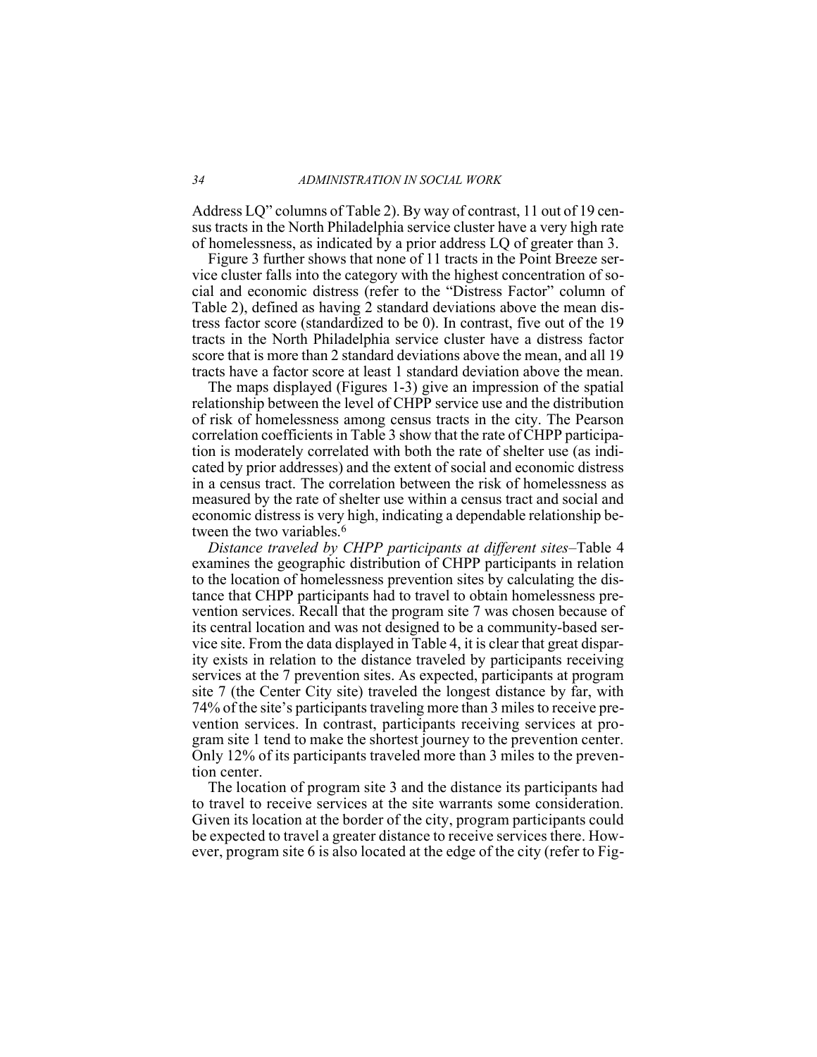Address LQ" columns of Table 2). By way of contrast, 11 out of 19 census tracts in the North Philadelphia service cluster have a very high rate of homelessness, as indicated by a prior address LQ of greater than 3.

Figure 3 further shows that none of 11 tracts in the Point Breeze service cluster falls into the category with the highest concentration of social and economic distress (refer to the "Distress Factor" column of Table 2), defined as having 2 standard deviations above the mean distress factor score (standardized to be 0). In contrast, five out of the 19 tracts in the North Philadelphia service cluster have a distress factor score that is more than 2 standard deviations above the mean, and all 19 tracts have a factor score at least 1 standard deviation above the mean.

The maps displayed (Figures 1-3) give an impression of the spatial relationship between the level of CHPP service use and the distribution of risk of homelessness among census tracts in the city. The Pearson correlation coefficients in Table 3 show that the rate of CHPP participation is moderately correlated with both the rate of shelter use (as indicated by prior addresses) and the extent of social and economic distress in a census tract. The correlation between the risk of homelessness as measured by the rate of shelter use within a census tract and social and economic distress is very high, indicating a dependable relationship between the two variables.[6]

*Distance traveled by CHPP participants at different sites*–Table 4 examines the geographic distribution of CHPP participants in relation to the location of homelessness prevention sites by calculating the distance that CHPP participants had to travel to obtain homelessness prevention services. Recall that the program site 7 was chosen because of its central location and was not designed to be a community-based service site. From the data displayed in Table 4, it is clear that great disparity exists in relation to the distance traveled by participants receiving services at the 7 prevention sites. As expected, participants at program site 7 (the Center City site) traveled the longest distance by far, with 74% of the site's participants traveling more than 3 miles to receive prevention services. In contrast, participants receiving services at program site 1 tend to make the shortest journey to the prevention center. Only 12% of its participants traveled more than 3 miles to the prevention center.

The location of program site 3 and the distance its participants had to travel to receive services at the site warrants some consideration. Given its location at the border of the city, program participants could be expected to travel a greater distance to receive services there. However, program site 6 is also located at the edge of the city (refer to Fig-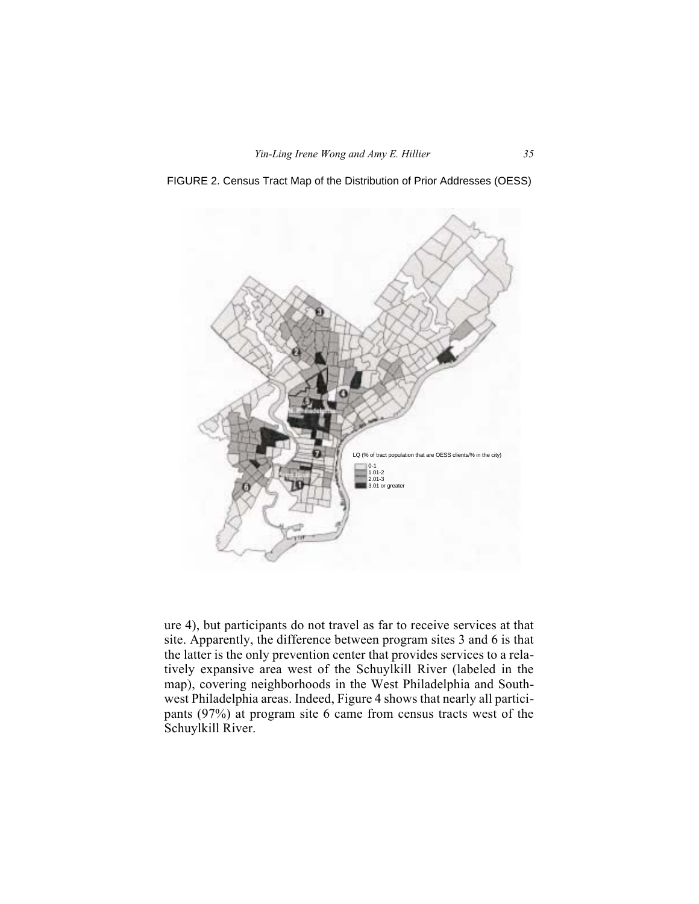FIGURE 2. Census Tract Map of the Distribution of Prior Addresses (OESS)

LQ (% of tract population that are OESS clients/% in the city)

- 0-1
- 1.01-2
- 2.01-3
- 3.01 or greater

ure 4), but participants do not travel as far to receive services at that site. Apparently, the difference between program sites 3 and 6 is that the latter is the only prevention center that provides services to a relatively expansive area west of the Schuylkill River (labeled in the map), covering neighborhoods in the West Philadelphia and Southwest Philadelphia areas. Indeed, Figure 4 shows that nearly all participants (97%) at program site 6 came from census tracts west of the Schuylkill River.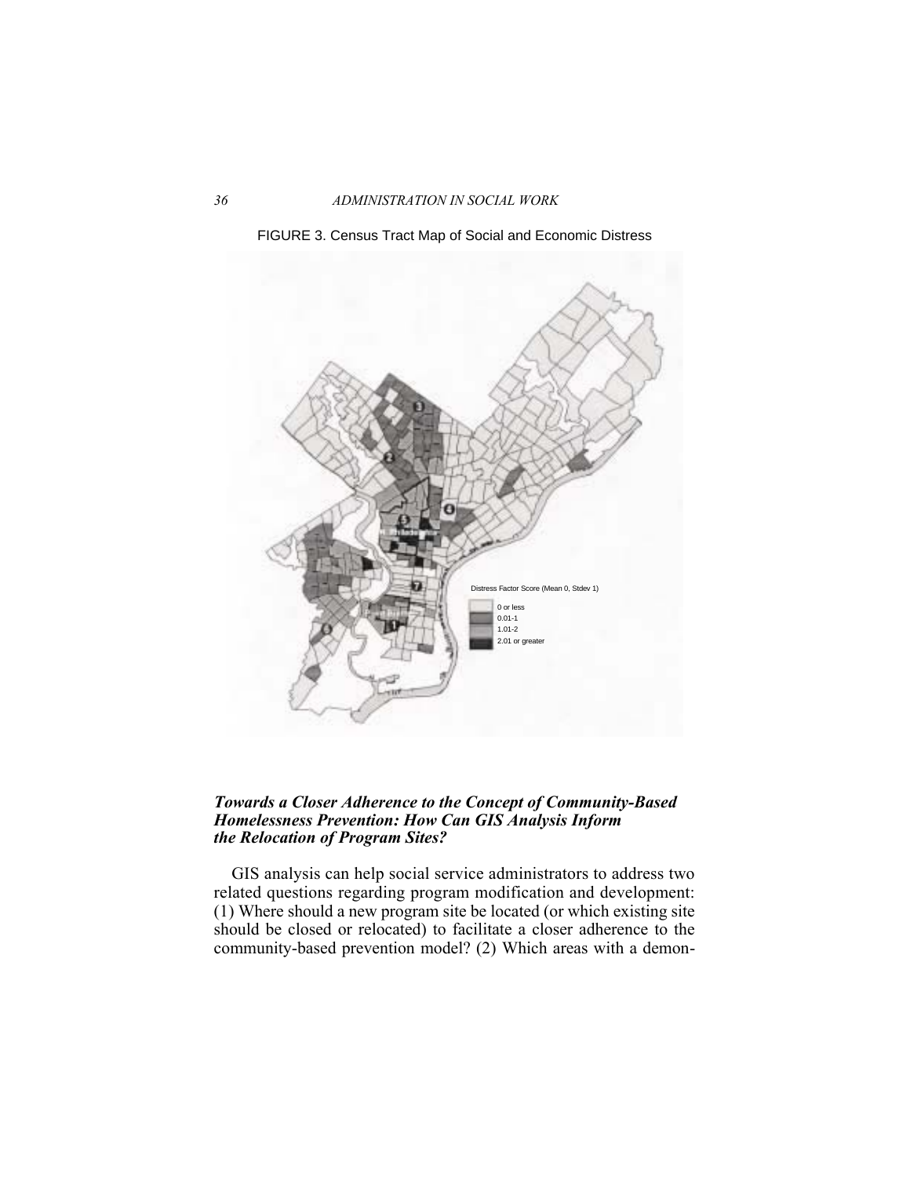FIGURE 3. Census Tract Map of Social and Economic Distress

### *Towards a Closer Adherence to the Concept of Community-Based Homelessness Prevention: How Can GIS Analysis Inform the Relocation of Program Sites?*

GIS analysis can help social service administrators to address two related questions regarding program modification and development: (1) Where should a new program site be located (or which existing site should be closed or relocated) to facilitate a closer adherence to the community-based prevention model? (2) Which areas with a demon-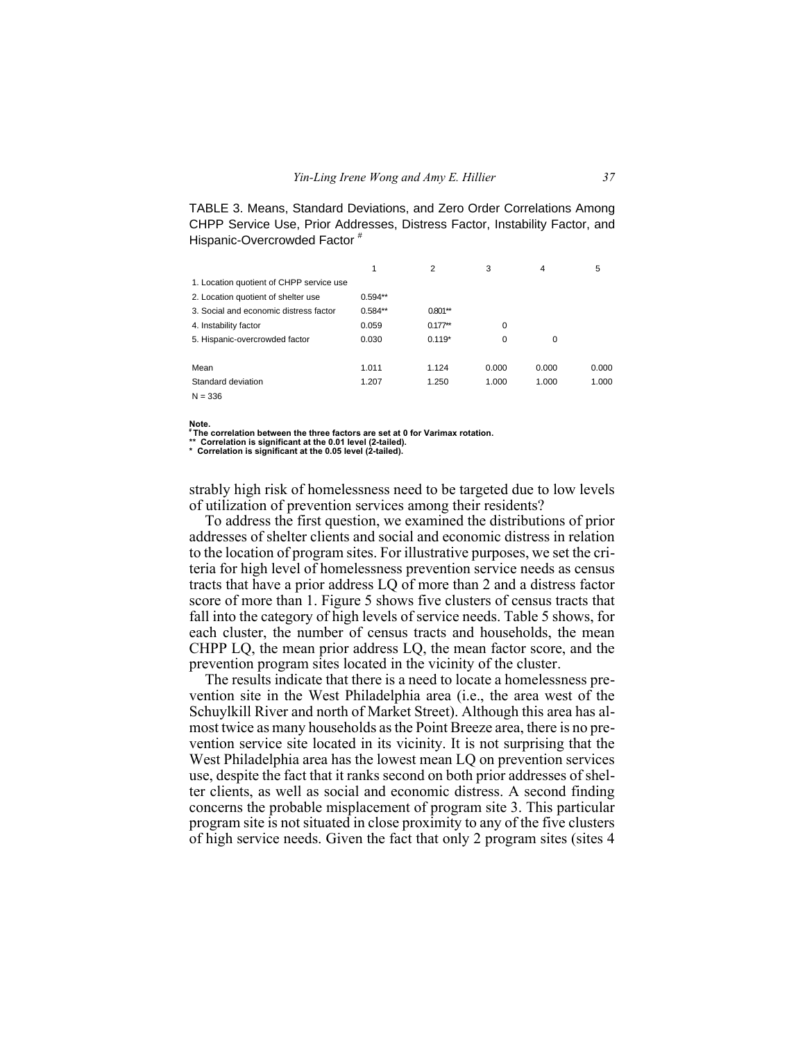TABLE 3. Means, Standard Deviations, and Zero Order Correlations Among CHPP Service Use, Prior Addresses, Distress Factor, Instability Factor, and Hispanic-Overcrowded Factor [#]

| | 1 | 2 | 3 | 4 | 5 |
|---|---|---|---|---|---|
| 1. Location quotient of CHPP service use | | | | | |
| 2. Location quotient of shelter use | 0.594** | | | | |
| 3. Social and economic distress factor | 0.584** | 0.801** | | | |
| 4. Instability factor | 0.059 | 0.177** | 0 | | |
| 5. Hispanic-overcrowded factor | 0.030 | 0.119* | 0 | 0 | |
| Mean | 1.011 | 1.124 | 0.000 | 0.000 | 0.000 |
| Standard deviation | 1.207 | 1.250 | 1.000 | 1.000 | 1.000 |
| N = 336 | | | | | |

**Note.**
**[#] The correlation between the three factors are set at 0 for Varimax rotation.**
**** Correlation is significant at the 0.01 level (2-tailed).**
**\* Correlation is significant at the 0.05 level (2-tailed).**

strably high risk of homelessness need to be targeted due to low levels of utilization of prevention services among their residents?

To address the first question, we examined the distributions of prior addresses of shelter clients and social and economic distress in relation to the location of program sites. For illustrative purposes, we set the criteria for high level of homelessness prevention service needs as census tracts that have a prior address LQ of more than 2 and a distress factor score of more than 1. Figure 5 shows five clusters of census tracts that fall into the category of high levels of service needs. Table 5 shows, for each cluster, the number of census tracts and households, the mean CHPP LQ, the mean prior address LQ, the mean factor score, and the prevention program sites located in the vicinity of the cluster.

The results indicate that there is a need to locate a homelessness prevention site in the West Philadelphia area (i.e., the area west of the Schuylkill River and north of Market Street). Although this area has almost twice as many households as the Point Breeze area, there is no prevention service site located in its vicinity. It is not surprising that the West Philadelphia area has the lowest mean LQ on prevention services use, despite the fact that it ranks second on both prior addresses of shelter clients, as well as social and economic distress. A second finding concerns the probable misplacement of program site 3. This particular program site is not situated in close proximity to any of the five clusters of high service needs. Given the fact that only 2 program sites (sites 4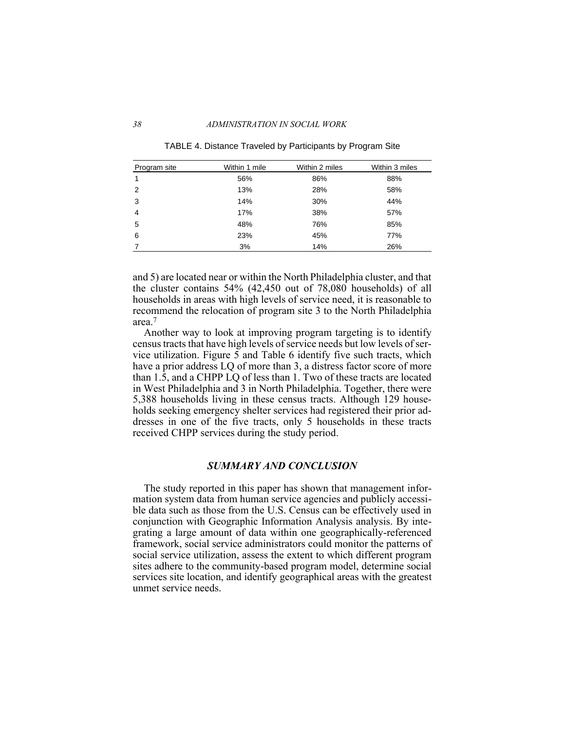TABLE 4. Distance Traveled by Participants by Program Site

| Program site | Within 1 mile | Within 2 miles | Within 3 miles |
|---|---|---|---|
| 1 | 56% | 86% | 88% |
| 2 | 13% | 28% | 58% |
| 3 | 14% | 30% | 44% |
| 4 | 17% | 38% | 57% |
| 5 | 48% | 76% | 85% |
| 6 | 23% | 45% | 77% |
| 7 | 3% | 14% | 26% |

and 5) are located near or within the North Philadelphia cluster, and that the cluster contains 54% (42,450 out of 78,080 households) of all households in areas with high levels of service need, it is reasonable to recommend the relocation of program site 3 to the North Philadelphia area.[7]

Another way to look at improving program targeting is to identify census tracts that have high levels of service needs but low levels of service utilization. Figure 5 and Table 6 identify five such tracts, which have a prior address LQ of more than 3, a distress factor score of more than 1.5, and a CHPP LQ of less than 1. Two of these tracts are located in West Philadelphia and 3 in North Philadelphia. Together, there were 5,388 households living in these census tracts. Although 129 households seeking emergency shelter services had registered their prior addresses in one of the five tracts, only 5 households in these tracts received CHPP services during the study period.

## SUMMARY AND CONCLUSION

The study reported in this paper has shown that management information system data from human service agencies and publicly accessible data such as those from the U.S. Census can be effectively used in conjunction with Geographic Information Analysis analysis. By integrating a large amount of data within one geographically-referenced framework, social service administrators could monitor the patterns of social service utilization, assess the extent to which different program sites adhere to the community-based program model, determine social services site location, and identify geographical areas with the greatest unmet service needs.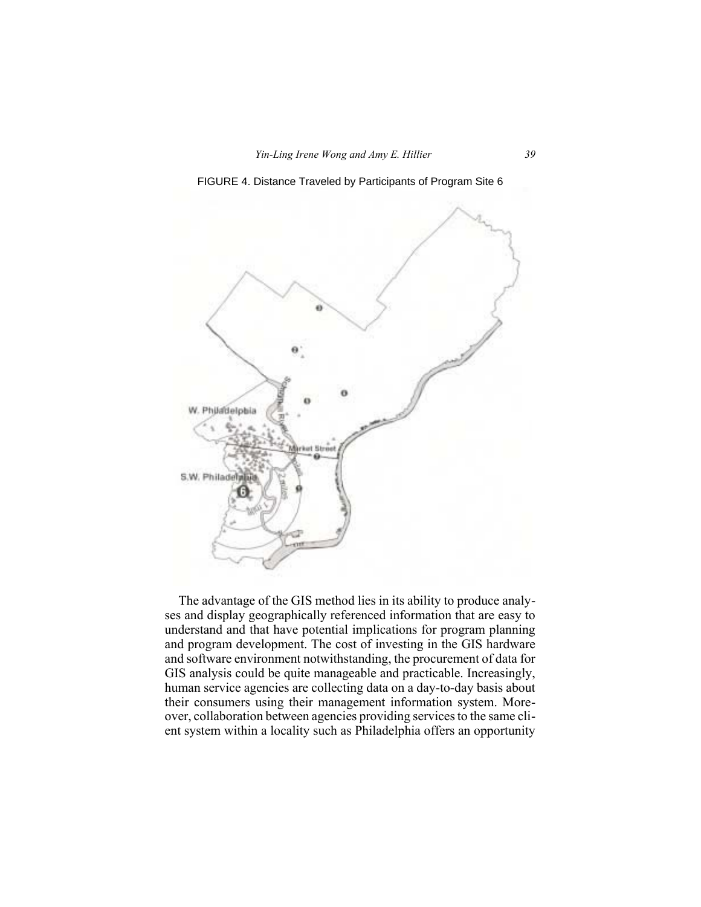FIGURE 4. Distance Traveled by Participants of Program Site 6

The advantage of the GIS method lies in its ability to produce analyses and display geographically referenced information that are easy to understand and that have potential implications for program planning and program development. The cost of investing in the GIS hardware and software environment notwithstanding, the procurement of data for GIS analysis could be quite manageable and practicable. Increasingly, human service agencies are collecting data on a day-to-day basis about their consumers using their management information system. Moreover, collaboration between agencies providing services to the same client system within a locality such as Philadelphia offers an opportunity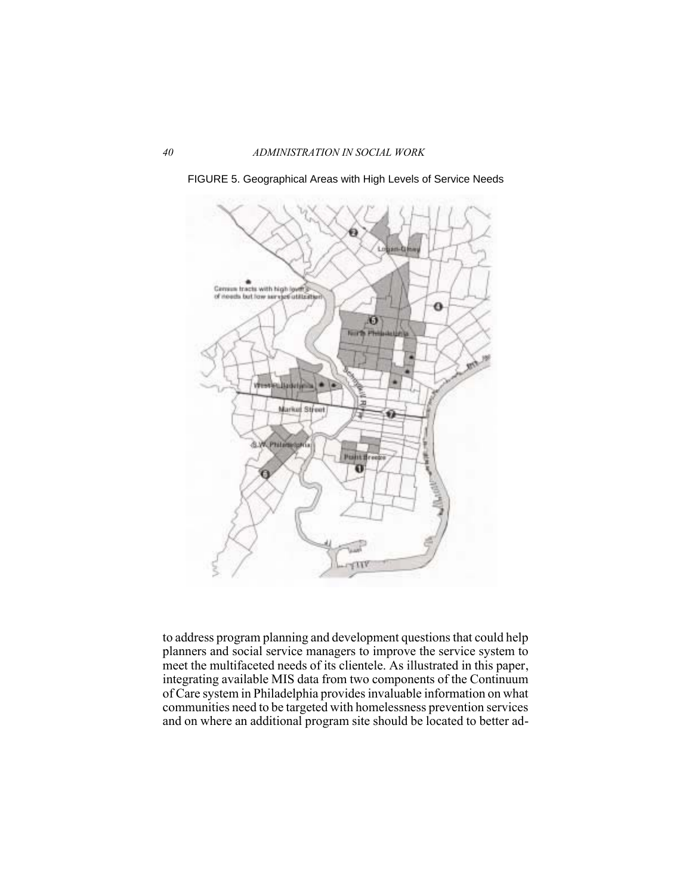FIGURE 5. Geographical Areas with High Levels of Service Needs

to address program planning and development questions that could help planners and social service managers to improve the service system to meet the multifaceted needs of its clientele. As illustrated in this paper, integrating available MIS data from two components of the Continuum of Care system in Philadelphia provides invaluable information on what communities need to be targeted with homelessness prevention services and on where an additional program site should be located to better ad-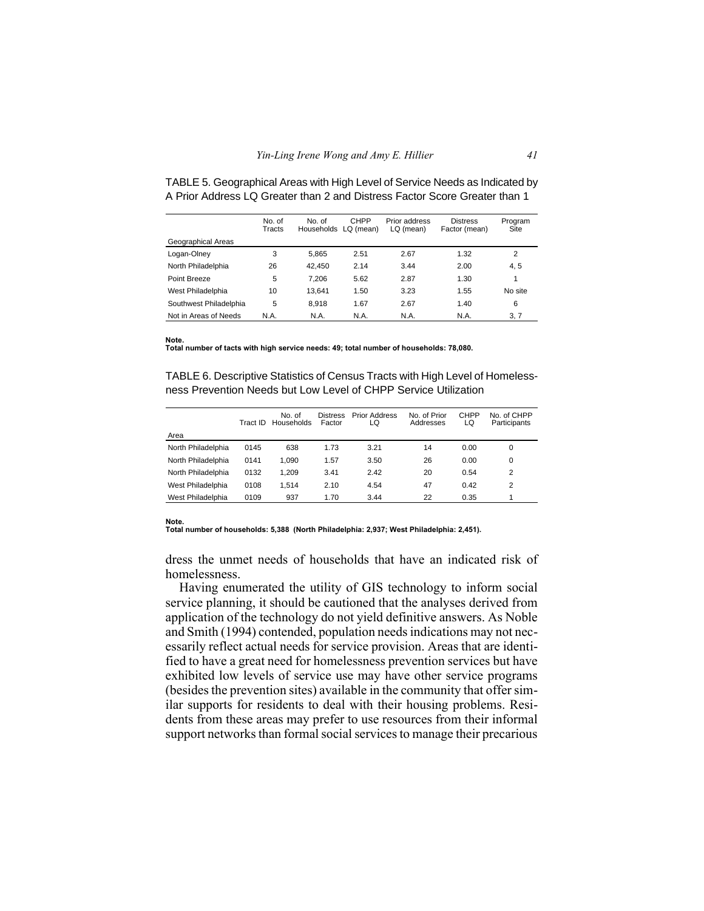TABLE 5. Geographical Areas with High Level of Service Needs as Indicated by A Prior Address LQ Greater than 2 and Distress Factor Score Greater than 1

| Geographical Areas | No. of Tracts | No. of Households | CHPP LQ (mean) | Prior address LQ (mean) | Distress Factor (mean) | Program Site |
|---|---|---|---|---|---|---|
| Logan-Olney | 3 | 5,865 | 2.51 | 2.67 | 1.32 | 2 |
| North Philadelphia | 26 | 42,450 | 2.14 | 3.44 | 2.00 | 4, 5 |
| Point Breeze | 5 | 7,206 | 5.62 | 2.87 | 1.30 | 1 |
| West Philadelphia | 10 | 13,641 | 1.50 | 3.23 | 1.55 | No site |
| Southwest Philadelphia | 5 | 8,918 | 1.67 | 2.67 | 1.40 | 6 |
| Not in Areas of Needs | N.A. | N.A. | N.A. | N.A. | N.A. | 3, 7 |

**Note.**
**Total number of tacts with high service needs: 49; total number of households: 78,080.**

TABLE 6. Descriptive Statistics of Census Tracts with High Level of Homelessness Prevention Needs but Low Level of CHPP Service Utilization

| Area | Tract ID | No. of Households | Distress Factor | Prior Address LQ | No. of Prior Addresses | CHPP LQ | No. of CHPP Participants |
|---|---|---|---|---|---|---|---|
| North Philadelphia | 0145 | 638 | 1.73 | 3.21 | 14 | 0.00 | 0 |
| North Philadelphia | 0141 | 1,090 | 1.57 | 3.50 | 26 | 0.00 | 0 |
| North Philadelphia | 0132 | 1,209 | 3.41 | 2.42 | 20 | 0.54 | 2 |
| West Philadelphia | 0108 | 1,514 | 2.10 | 4.54 | 47 | 0.42 | 2 |
| West Philadelphia | 0109 | 937 | 1.70 | 3.44 | 22 | 0.35 | 1 |

**Note.**
**Total number of households: 5,388 (North Philadelphia: 2,937; West Philadelphia: 2,451).**

dress the unmet needs of households that have an indicated risk of homelessness.

Having enumerated the utility of GIS technology to inform social service planning, it should be cautioned that the analyses derived from application of the technology do not yield definitive answers. As Noble and Smith (1994) contended, population needs indications may not necessarily reflect actual needs for service provision. Areas that are identified to have a great need for homelessness prevention services but have exhibited low levels of service use may have other service programs (besides the prevention sites) available in the community that offer similar supports for residents to deal with their housing problems. Residents from these areas may prefer to use resources from their informal support networks than formal social services to manage their precarious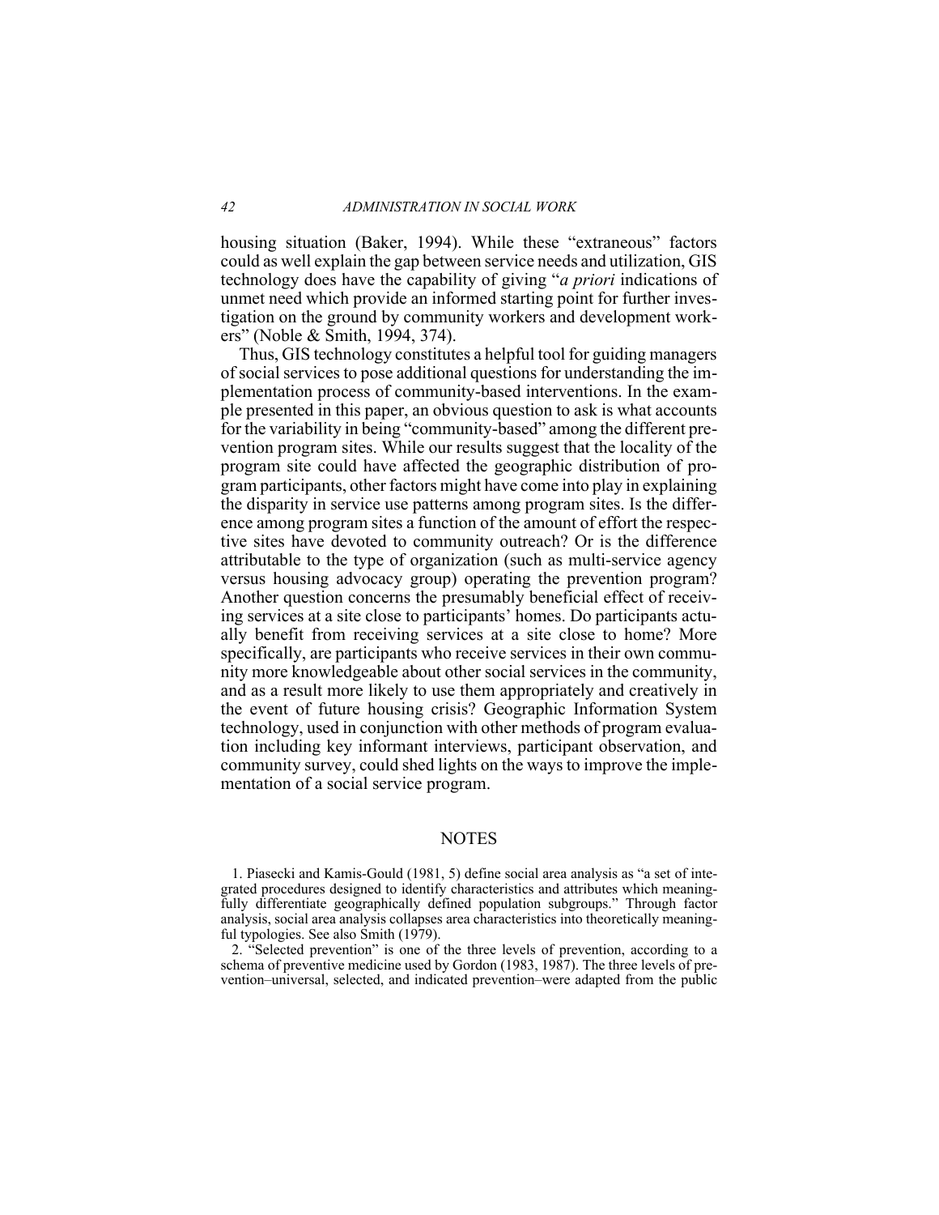housing situation (Baker, 1994). While these "extraneous" factors could as well explain the gap between service needs and utilization, GIS technology does have the capability of giving "*a priori* indications of unmet need which provide an informed starting point for further investigation on the ground by community workers and development workers" (Noble & Smith, 1994, 374).

Thus, GIS technology constitutes a helpful tool for guiding managers of social services to pose additional questions for understanding the implementation process of community-based interventions. In the example presented in this paper, an obvious question to ask is what accounts for the variability in being "community-based" among the different prevention program sites. While our results suggest that the locality of the program site could have affected the geographic distribution of program participants, other factors might have come into play in explaining the disparity in service use patterns among program sites. Is the difference among program sites a function of the amount of effort the respective sites have devoted to community outreach? Or is the difference attributable to the type of organization (such as multi-service agency versus housing advocacy group) operating the prevention program? Another question concerns the presumably beneficial effect of receiving services at a site close to participants' homes. Do participants actually benefit from receiving services at a site close to home? More specifically, are participants who receive services in their own community more knowledgeable about other social services in the community, and as a result more likely to use them appropriately and creatively in the event of future housing crisis? Geographic Information System technology, used in conjunction with other methods of program evaluation including key informant interviews, participant observation, and community survey, could shed lights on the ways to improve the implementation of a social service program.

## NOTES

1. Piasecki and Kamis-Gould (1981, 5) define social area analysis as "a set of integrated procedures designed to identify characteristics and attributes which meaningfully differentiate geographically defined population subgroups." Through factor analysis, social area analysis collapses area characteristics into theoretically meaningful typologies. See also Smith (1979).

2. "Selected prevention" is one of the three levels of prevention, according to a schema of preventive medicine used by Gordon (1983, 1987). The three levels of prevention–universal, selected, and indicated prevention–were adapted from the public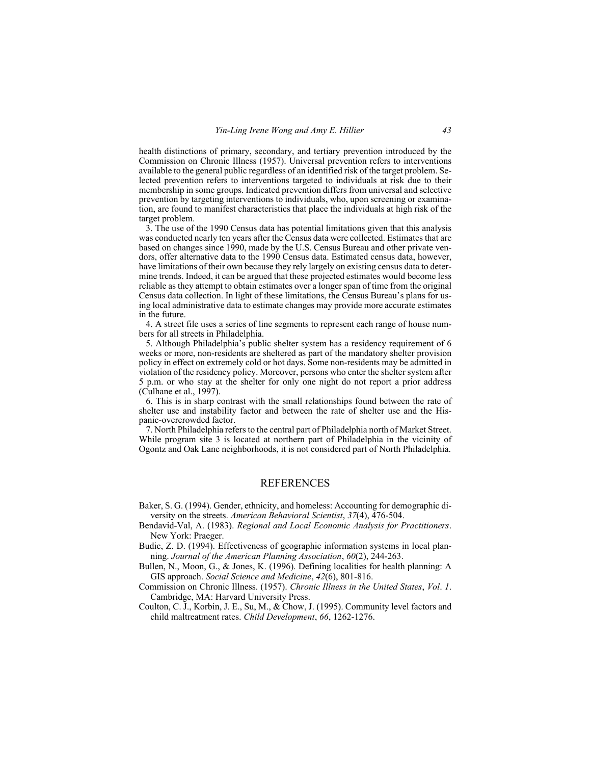health distinctions of primary, secondary, and tertiary prevention introduced by the Commission on Chronic Illness (1957). Universal prevention refers to interventions available to the general public regardless of an identified risk of the target problem. Selected prevention refers to interventions targeted to individuals at risk due to their membership in some groups. Indicated prevention differs from universal and selective prevention by targeting interventions to individuals, who, upon screening or examination, are found to manifest characteristics that place the individuals at high risk of the target problem.

3. The use of the 1990 Census data has potential limitations given that this analysis was conducted nearly ten years after the Census data were collected. Estimates that are based on changes since 1990, made by the U.S. Census Bureau and other private vendors, offer alternative data to the 1990 Census data. Estimated census data, however, have limitations of their own because they rely largely on existing census data to determine trends. Indeed, it can be argued that these projected estimates would become less reliable as they attempt to obtain estimates over a longer span of time from the original Census data collection. In light of these limitations, the Census Bureau's plans for using local administrative data to estimate changes may provide more accurate estimates in the future.

4. A street file uses a series of line segments to represent each range of house numbers for all streets in Philadelphia.

5. Although Philadelphia's public shelter system has a residency requirement of 6 weeks or more, non-residents are sheltered as part of the mandatory shelter provision policy in effect on extremely cold or hot days. Some non-residents may be admitted in violation of the residency policy. Moreover, persons who enter the shelter system after 5 p.m. or who stay at the shelter for only one night do not report a prior address (Culhane et al., 1997).

6. This is in sharp contrast with the small relationships found between the rate of shelter use and instability factor and between the rate of shelter use and the Hispanic-overcrowded factor.

7. North Philadelphia refers to the central part of Philadelphia north of Market Street. While program site 3 is located at northern part of Philadelphia in the vicinity of Ogontz and Oak Lane neighborhoods, it is not considered part of North Philadelphia.

## REFERENCES

Baker, S. G. (1994). Gender, ethnicity, and homeless: Accounting for demographic diversity on the streets. *American Behavioral Scientist*, *37*(4), 476-504.

Bendavid-Val, A. (1983). *Regional and Local Economic Analysis for Practitioners*. New York: Praeger.

Budic, Z. D. (1994). Effectiveness of geographic information systems in local planning. *Journal of the American Planning Association*, *60*(2), 244-263.

Bullen, N., Moon, G., & Jones, K. (1996). Defining localities for health planning: A GIS approach. *Social Science and Medicine*, *42*(6), 801-816.

Commission on Chronic Illness. (1957). *Chronic Illness in the United States*, *Vol. 1*. Cambridge, MA: Harvard University Press.

Coulton, C. J., Korbin, J. E., Su, M., & Chow, J. (1995). Community level factors and child maltreatment rates. *Child Development*, *66*, 1262-1276.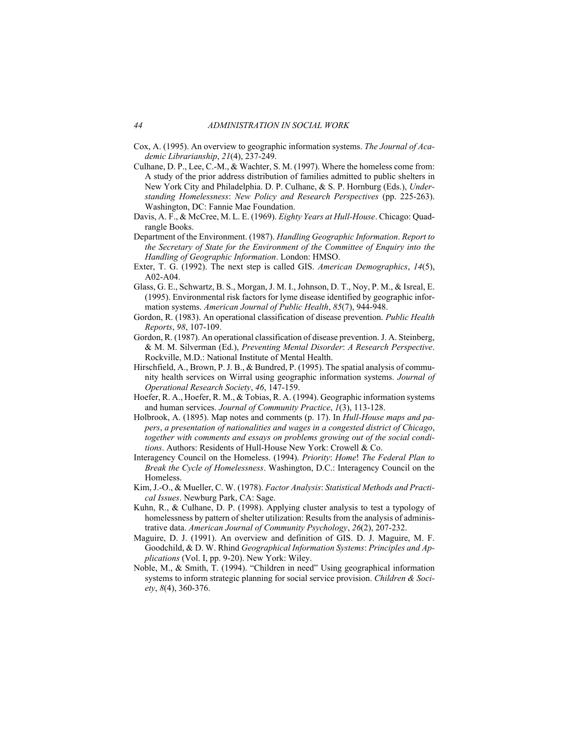Cox, A. (1995). An overview to geographic information systems. *The Journal of Academic Librarianship*, *21*(4), 237-249.

Culhane, D. P., Lee, C.-M., & Wachter, S. M. (1997). Where the homeless come from: A study of the prior address distribution of families admitted to public shelters in New York City and Philadelphia. D. P. Culhane, & S. P. Hornburg (Eds.), *Understanding Homelessness*: *New Policy and Research Perspectives* (pp. 225-263). Washington, DC: Fannie Mae Foundation.

Davis, A. F., & McCree, M. L. E. (1969). *Eighty Years at Hull-House*. Chicago: Quadrangle Books.

Department of the Environment. (1987). *Handling Geographic Information*. *Report to the Secretary of State for the Environment of the Committee of Enquiry into the Handling of Geographic Information*. London: HMSO.

Exter, T. G. (1992). The next step is called GIS. *American Demographics*, *14*(5), A02-A04.

Glass, G. E., Schwartz, B. S., Morgan, J. M. I., Johnson, D. T., Noy, P. M., & Isreal, E. (1995). Environmental risk factors for lyme disease identified by geographic information systems. *American Journal of Public Health*, *85*(7), 944-948.

Gordon, R. (1983). An operational classification of disease prevention. *Public Health Reports*, *98*, 107-109.

Gordon, R. (1987). An operational classification of disease prevention. J. A. Steinberg, & M. M. Silverman (Ed.), *Preventing Mental Disorder*: *A Research Perspective*. Rockville, M.D.: National Institute of Mental Health.

Hirschfield, A., Brown, P. J. B., & Bundred, P. (1995). The spatial analysis of community health services on Wirral using geographic information systems. *Journal of Operational Research Society*, *46*, 147-159.

Hoefer, R. A., Hoefer, R. M., & Tobias, R. A. (1994). Geographic information systems and human services. *Journal of Community Practice*, *1*(3), 113-128.

Holbrook, A. (1895). Map notes and comments (p. 17). In *Hull-House maps and papers*, *a presentation of nationalities and wages in a congested district of Chicago*, *together with comments and essays on problems growing out of the social conditions*. Authors: Residents of Hull-House New York: Crowell & Co.

Interagency Council on the Homeless. (1994). *Priority*: *Home*! *The Federal Plan to Break the Cycle of Homelessness*. Washington, D.C.: Interagency Council on the Homeless.

Kim, J.-O., & Mueller, C. W. (1978). *Factor Analysis*: *Statistical Methods and Practical Issues*. Newburg Park, CA: Sage.

Kuhn, R., & Culhane, D. P. (1998). Applying cluster analysis to test a typology of homelessness by pattern of shelter utilization: Results from the analysis of administrative data. *American Journal of Community Psychology*, *26*(2), 207-232.

Maguire, D. J. (1991). An overview and definition of GIS. D. J. Maguire, M. F. Goodchild, & D. W. Rhind *Geographical Information Systems*: *Principles and Applications* (Vol. I, pp. 9-20). New York: Wiley.

Noble, M., & Smith, T. (1994). "Children in need" Using geographical information systems to inform strategic planning for social service provision. *Children & Society*, *8*(4), 360-376.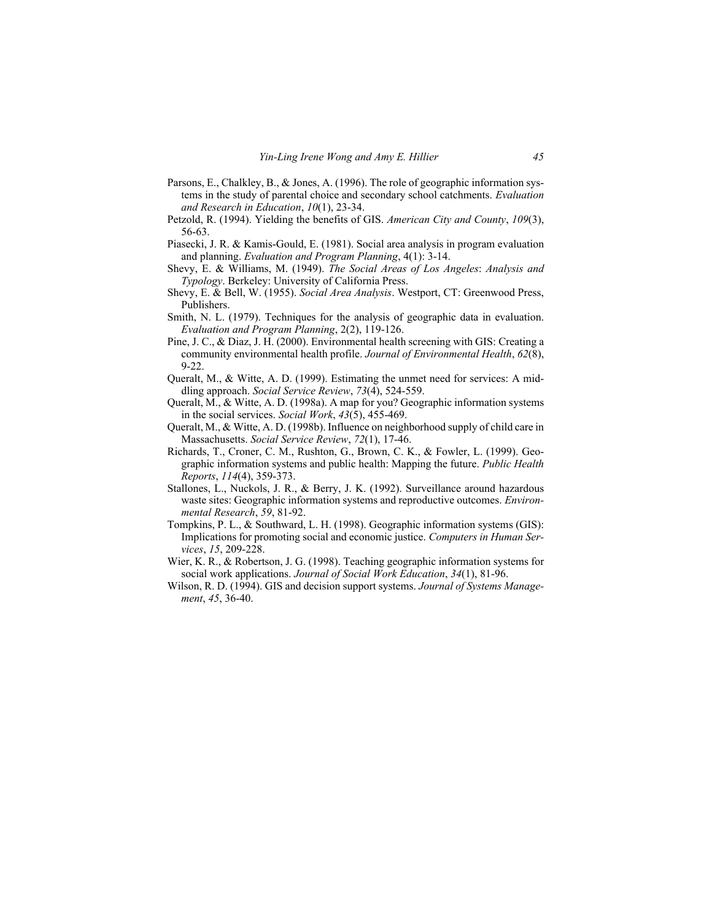Parsons, E., Chalkley, B., & Jones, A. (1996). The role of geographic information systems in the study of parental choice and secondary school catchments. *Evaluation and Research in Education*, *10*(1), 23-34.

Petzold, R. (1994). Yielding the benefits of GIS. *American City and County*, *109*(3), 56-63.

Piasecki, J. R. & Kamis-Gould, E. (1981). Social area analysis in program evaluation and planning. *Evaluation and Program Planning*, 4(1): 3-14.

Shevy, E. & Williams, M. (1949). *The Social Areas of Los Angeles*: *Analysis and Typology*. Berkeley: University of California Press.

Shevy, E. & Bell, W. (1955). *Social Area Analysis*. Westport, CT: Greenwood Press, Publishers.

Smith, N. L. (1979). Techniques for the analysis of geographic data in evaluation. *Evaluation and Program Planning*, 2(2), 119-126.

Pine, J. C., & Diaz, J. H. (2000). Environmental health screening with GIS: Creating a community environmental health profile. *Journal of Environmental Health*, *62*(8), 9-22.

Queralt, M., & Witte, A. D. (1999). Estimating the unmet need for services: A middling approach. *Social Service Review*, *73*(4), 524-559.

Queralt, M., & Witte, A. D. (1998a). A map for you? Geographic information systems in the social services. *Social Work*, *43*(5), 455-469.

Queralt, M., & Witte, A. D. (1998b). Influence on neighborhood supply of child care in Massachusetts. *Social Service Review*, *72*(1), 17-46.

Richards, T., Croner, C. M., Rushton, G., Brown, C. K., & Fowler, L. (1999). Geographic information systems and public health: Mapping the future. *Public Health Reports*, *114*(4), 359-373.

Stallones, L., Nuckols, J. R., & Berry, J. K. (1992). Surveillance around hazardous waste sites: Geographic information systems and reproductive outcomes. *Environmental Research*, *59*, 81-92.

Tompkins, P. L., & Southward, L. H. (1998). Geographic information systems (GIS): Implications for promoting social and economic justice. *Computers in Human Services*, *15*, 209-228.

Wier, K. R., & Robertson, J. G. (1998). Teaching geographic information systems for social work applications. *Journal of Social Work Education*, *34*(1), 81-96.

Wilson, R. D. (1994). GIS and decision support systems. *Journal of Systems Management*, *45*, 36-40.